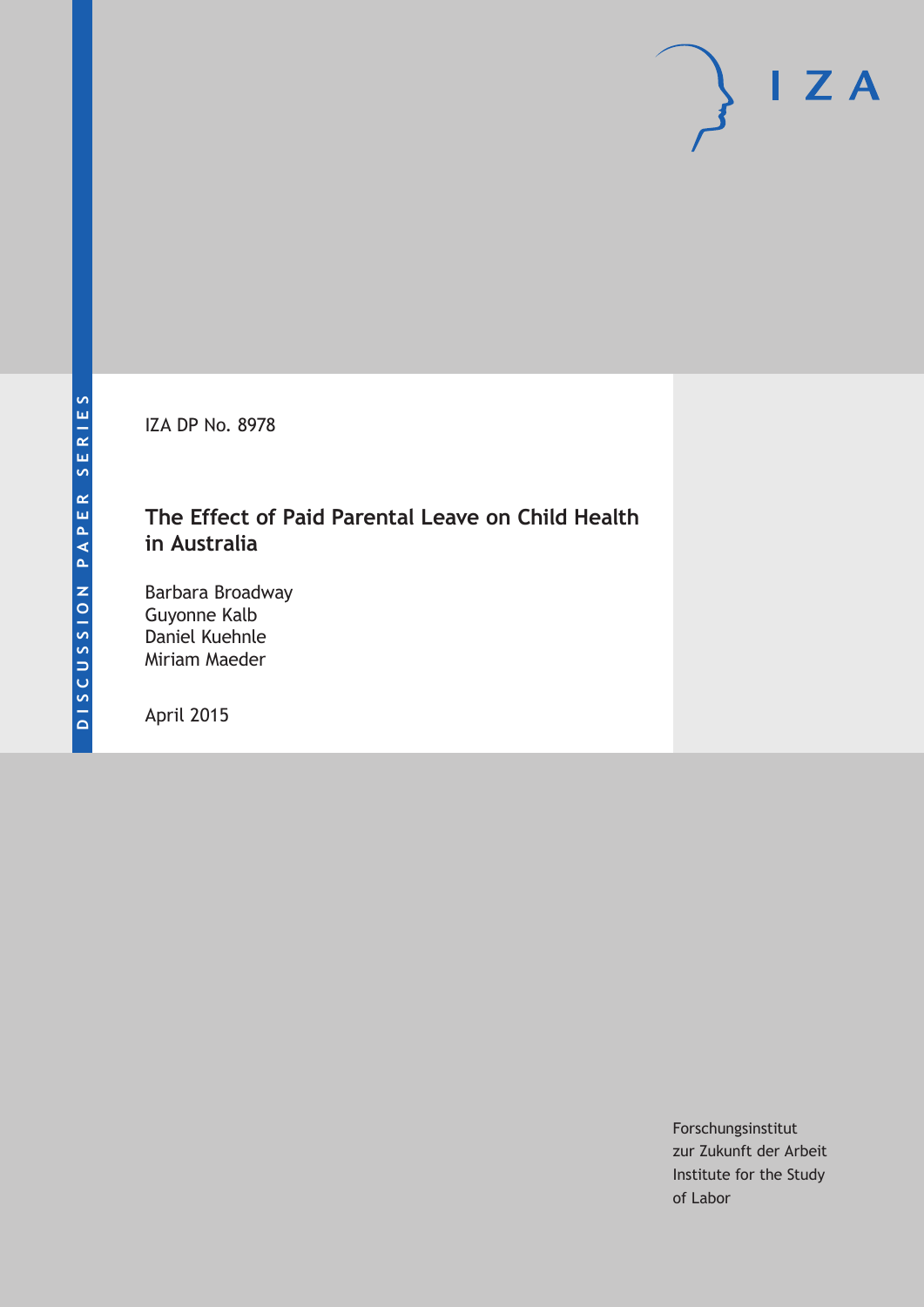DISCUSSION PAPER SERIES

IZA

IZA DP No. 8978

# The Effect of Paid Parental Leave on Child Health in Australia

Barbara Broadway
Guyonne Kalb
Daniel Kuehnle
Miriam Maeder

April 2015

Forschungsinstitut
zur Zukunft der Arbeit
Institute for the Study
of Labor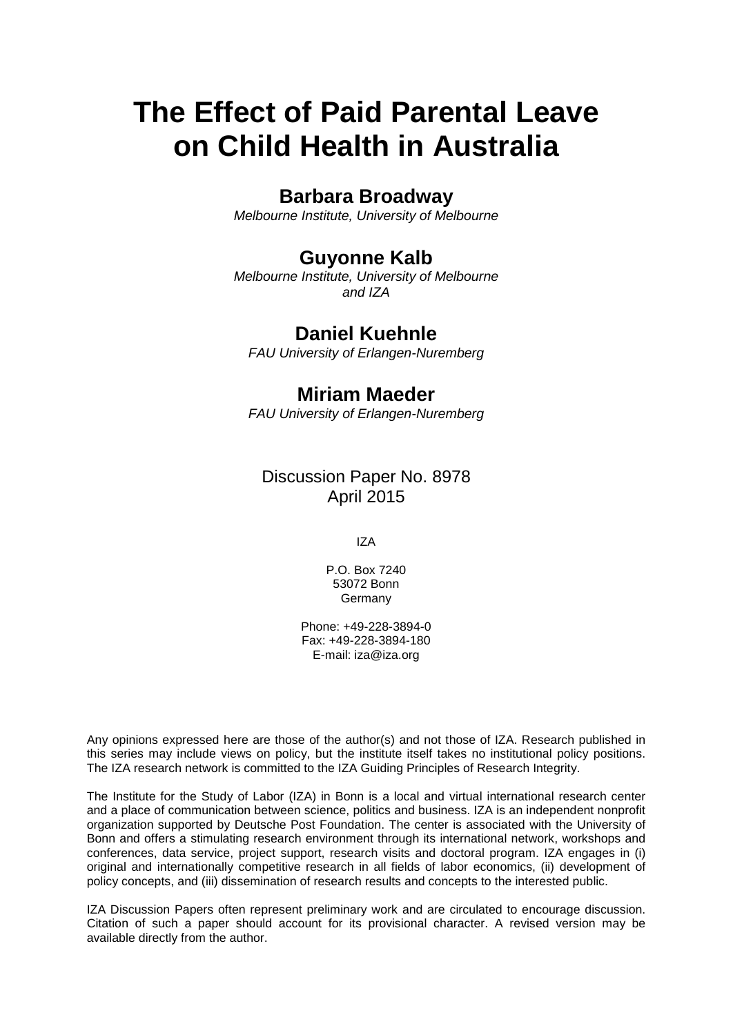# The Effect of Paid Parental Leave on Child Health in Australia

**Barbara Broadway**
*Melbourne Institute, University of Melbourne*

**Guyonne Kalb**
*Melbourne Institute, University of Melbourne and IZA*

**Daniel Kuehnle**
*FAU University of Erlangen-Nuremberg*

**Miriam Maeder**
*FAU University of Erlangen-Nuremberg*

Discussion Paper No. 8978
April 2015

IZA

P.O. Box 7240
53072 Bonn
Germany

Phone: +49-228-3894-0
Fax: +49-228-3894-180
E-mail: iza@iza.org

Any opinions expressed here are those of the author(s) and not those of IZA. Research published in this series may include views on policy, but the institute itself takes no institutional policy positions. The IZA research network is committed to the IZA Guiding Principles of Research Integrity.

The Institute for the Study of Labor (IZA) in Bonn is a local and virtual international research center and a place of communication between science, politics and business. IZA is an independent nonprofit organization supported by Deutsche Post Foundation. The center is associated with the University of Bonn and offers a stimulating research environment through its international network, workshops and conferences, data service, project support, research visits and doctoral program. IZA engages in (i) original and internationally competitive research in all fields of labor economics, (ii) development of policy concepts, and (iii) dissemination of research results and concepts to the interested public.

IZA Discussion Papers often represent preliminary work and are circulated to encourage discussion. Citation of such a paper should account for its provisional character. A revised version may be available directly from the author.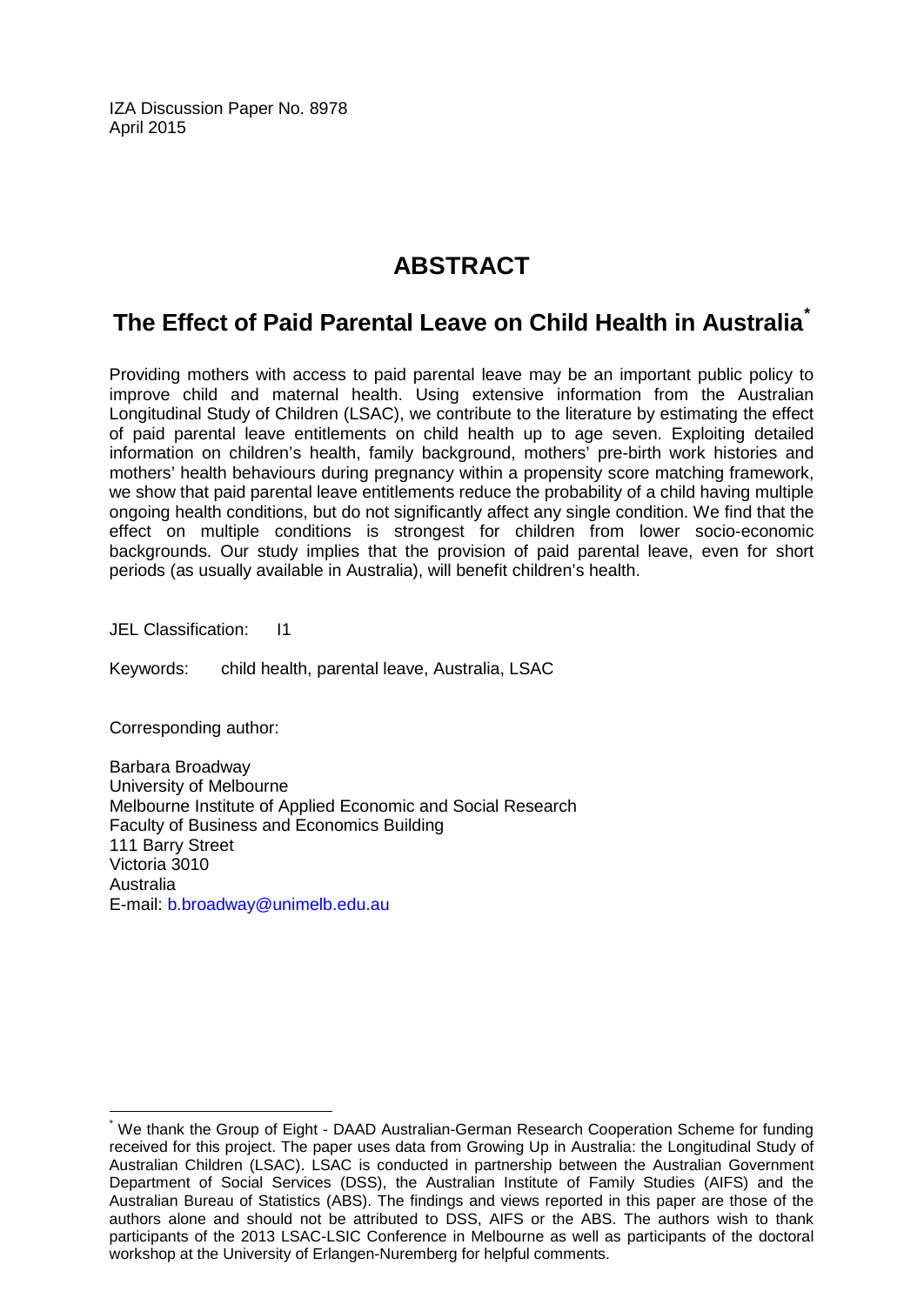IZA Discussion Paper No. 8978
April 2015

# ABSTRACT

## The Effect of Paid Parental Leave on Child Health in Australia*

Providing mothers with access to paid parental leave may be an important public policy to improve child and maternal health. Using extensive information from the Australian Longitudinal Study of Children (LSAC), we contribute to the literature by estimating the effect of paid parental leave entitlements on child health up to age seven. Exploiting detailed information on children's health, family background, mothers' pre-birth work histories and mothers' health behaviours during pregnancy within a propensity score matching framework, we show that paid parental leave entitlements reduce the probability of a child having multiple ongoing health conditions, but do not significantly affect any single condition. We find that the effect on multiple conditions is strongest for children from lower socio-economic backgrounds. Our study implies that the provision of paid parental leave, even for short periods (as usually available in Australia), will benefit children's health.

JEL Classification: I1

Keywords: child health, parental leave, Australia, LSAC

Corresponding author:

Barbara Broadway
University of Melbourne
Melbourne Institute of Applied Economic and Social Research
Faculty of Business and Economics Building
111 Barry Street
Victoria 3010
Australia
E-mail: b.broadway@unimelb.edu.au

---

* We thank the Group of Eight - DAAD Australian-German Research Cooperation Scheme for funding received for this project. The paper uses data from Growing Up in Australia: the Longitudinal Study of Australian Children (LSAC). LSAC is conducted in partnership between the Australian Government Department of Social Services (DSS), the Australian Institute of Family Studies (AIFS) and the Australian Bureau of Statistics (ABS). The findings and views reported in this paper are those of the authors alone and should not be attributed to DSS, AIFS or the ABS. The authors wish to thank participants of the 2013 LSAC-LSIC Conference in Melbourne as well as participants of the doctoral workshop at the University of Erlangen-Nuremberg for helpful comments.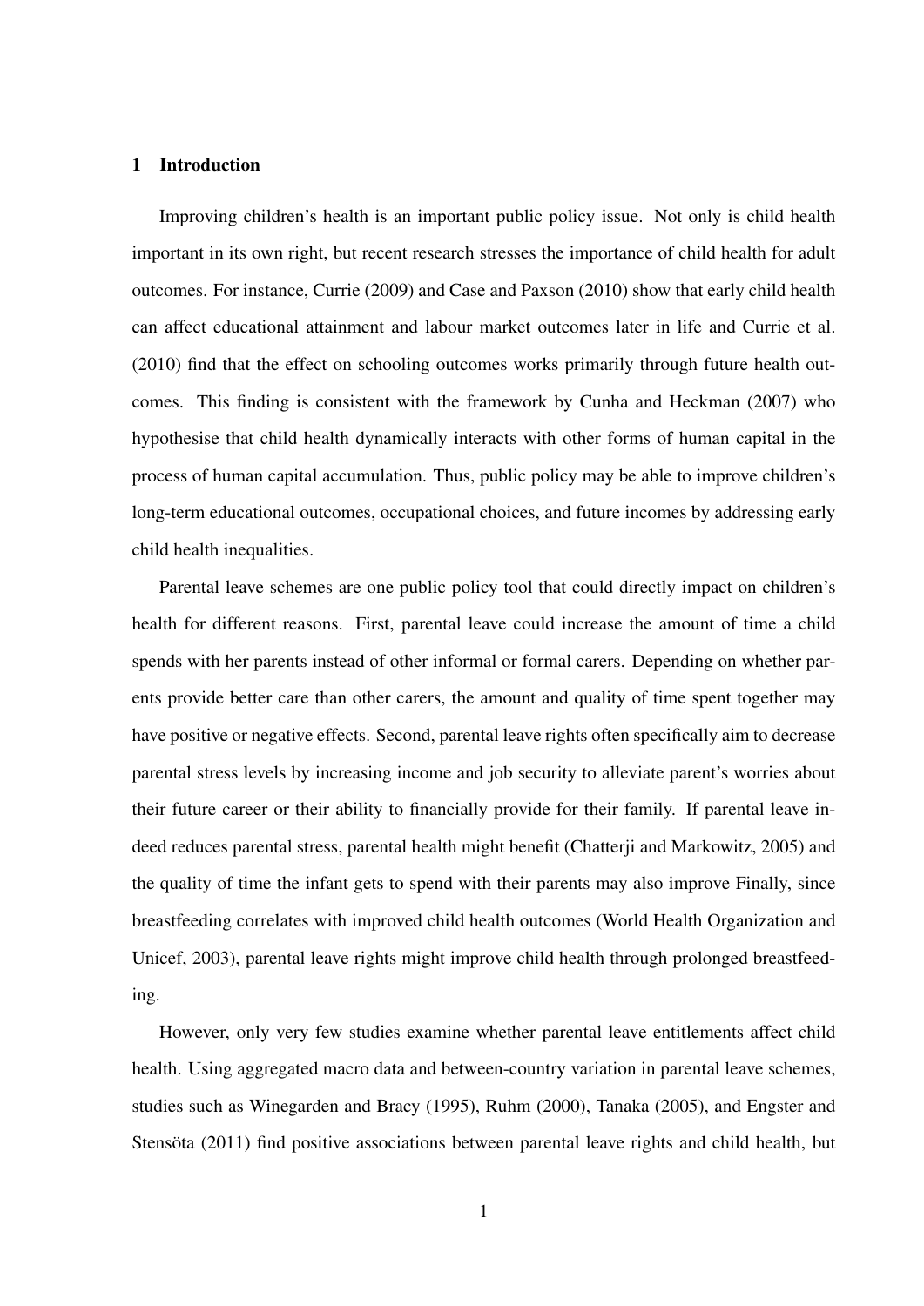## 1 Introduction

Improving children's health is an important public policy issue. Not only is child health important in its own right, but recent research stresses the importance of child health for adult outcomes. For instance, Currie (2009) and Case and Paxson (2010) show that early child health can affect educational attainment and labour market outcomes later in life and Currie et al. (2010) find that the effect on schooling outcomes works primarily through future health outcomes. This finding is consistent with the framework by Cunha and Heckman (2007) who hypothesise that child health dynamically interacts with other forms of human capital in the process of human capital accumulation. Thus, public policy may be able to improve children's long-term educational outcomes, occupational choices, and future incomes by addressing early child health inequalities.

Parental leave schemes are one public policy tool that could directly impact on children's health for different reasons. First, parental leave could increase the amount of time a child spends with her parents instead of other informal or formal carers. Depending on whether parents provide better care than other carers, the amount and quality of time spent together may have positive or negative effects. Second, parental leave rights often specifically aim to decrease parental stress levels by increasing income and job security to alleviate parent's worries about their future career or their ability to financially provide for their family. If parental leave indeed reduces parental stress, parental health might benefit (Chatterji and Markowitz, 2005) and the quality of time the infant gets to spend with their parents may also improve Finally, since breastfeeding correlates with improved child health outcomes (World Health Organization and Unicef, 2003), parental leave rights might improve child health through prolonged breastfeeding.

However, only very few studies examine whether parental leave entitlements affect child health. Using aggregated macro data and between-country variation in parental leave schemes, studies such as Winegarden and Bracy (1995), Ruhm (2000), Tanaka (2005), and Engster and Stensöta (2011) find positive associations between parental leave rights and child health, but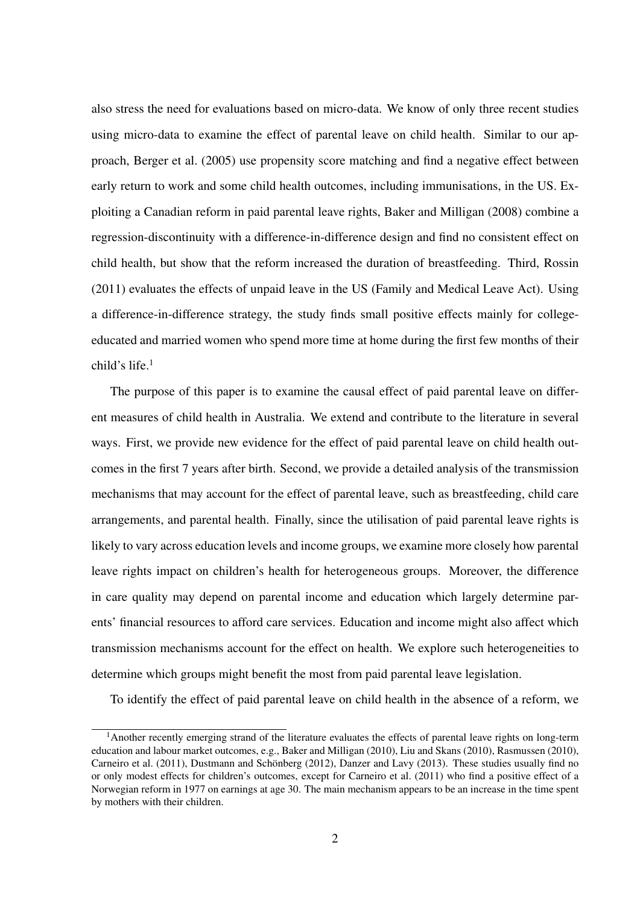also stress the need for evaluations based on micro-data. We know of only three recent studies using micro-data to examine the effect of parental leave on child health. Similar to our approach, Berger et al. (2005) use propensity score matching and find a negative effect between early return to work and some child health outcomes, including immunisations, in the US. Exploiting a Canadian reform in paid parental leave rights, Baker and Milligan (2008) combine a regression-discontinuity with a difference-in-difference design and find no consistent effect on child health, but show that the reform increased the duration of breastfeeding. Third, Rossin (2011) evaluates the effects of unpaid leave in the US (Family and Medical Leave Act). Using a difference-in-difference strategy, the study finds small positive effects mainly for college-educated and married women who spend more time at home during the first few months of their child's life.[1]

The purpose of this paper is to examine the causal effect of paid parental leave on different measures of child health in Australia. We extend and contribute to the literature in several ways. First, we provide new evidence for the effect of paid parental leave on child health outcomes in the first 7 years after birth. Second, we provide a detailed analysis of the transmission mechanisms that may account for the effect of parental leave, such as breastfeeding, child care arrangements, and parental health. Finally, since the utilisation of paid parental leave rights is likely to vary across education levels and income groups, we examine more closely how parental leave rights impact on children's health for heterogeneous groups. Moreover, the difference in care quality may depend on parental income and education which largely determine parents' financial resources to afford care services. Education and income might also affect which transmission mechanisms account for the effect on health. We explore such heterogeneities to determine which groups might benefit the most from paid parental leave legislation.

To identify the effect of paid parental leave on child health in the absence of a reform, we

[1] Another recently emerging strand of the literature evaluates the effects of parental leave rights on long-term education and labour market outcomes, e.g., Baker and Milligan (2010), Liu and Skans (2010), Rasmussen (2010), Carneiro et al. (2011), Dustmann and Schönberg (2012), Danzer and Lavy (2013). These studies usually find no or only modest effects for children's outcomes, except for Carneiro et al. (2011) who find a positive effect of a Norwegian reform in 1977 on earnings at age 30. The main mechanism appears to be an increase in the time spent by mothers with their children.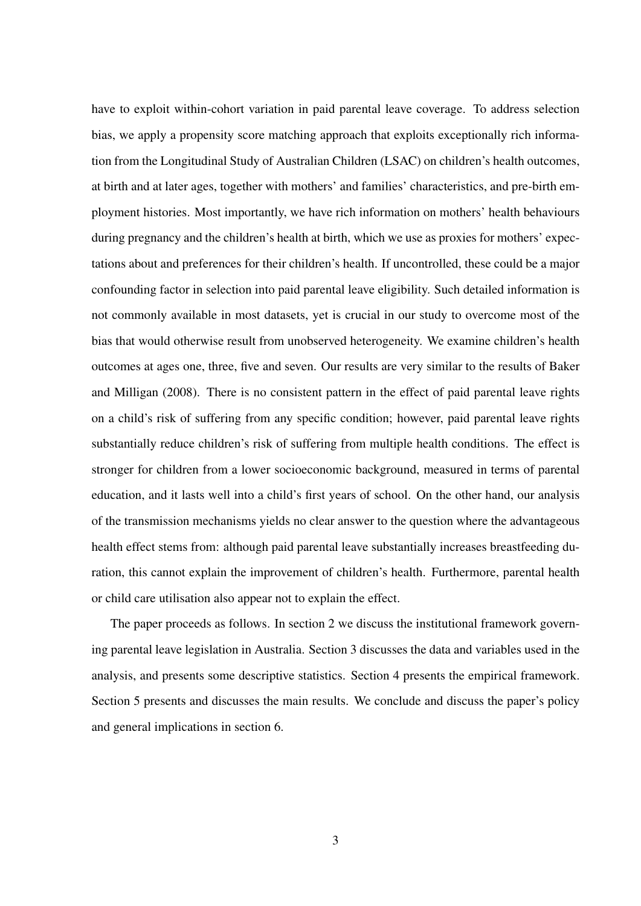have to exploit within-cohort variation in paid parental leave coverage. To address selection bias, we apply a propensity score matching approach that exploits exceptionally rich information from the Longitudinal Study of Australian Children (LSAC) on children's health outcomes, at birth and at later ages, together with mothers' and families' characteristics, and pre-birth employment histories. Most importantly, we have rich information on mothers' health behaviours during pregnancy and the children's health at birth, which we use as proxies for mothers' expectations about and preferences for their children's health. If uncontrolled, these could be a major confounding factor in selection into paid parental leave eligibility. Such detailed information is not commonly available in most datasets, yet is crucial in our study to overcome most of the bias that would otherwise result from unobserved heterogeneity. We examine children's health outcomes at ages one, three, five and seven. Our results are very similar to the results of Baker and Milligan (2008). There is no consistent pattern in the effect of paid parental leave rights on a child's risk of suffering from any specific condition; however, paid parental leave rights substantially reduce children's risk of suffering from multiple health conditions. The effect is stronger for children from a lower socioeconomic background, measured in terms of parental education, and it lasts well into a child's first years of school. On the other hand, our analysis of the transmission mechanisms yields no clear answer to the question where the advantageous health effect stems from: although paid parental leave substantially increases breastfeeding duration, this cannot explain the improvement of children's health. Furthermore, parental health or child care utilisation also appear not to explain the effect.

The paper proceeds as follows. In section 2 we discuss the institutional framework governing parental leave legislation in Australia. Section 3 discusses the data and variables used in the analysis, and presents some descriptive statistics. Section 4 presents the empirical framework. Section 5 presents and discusses the main results. We conclude and discuss the paper's policy and general implications in section 6.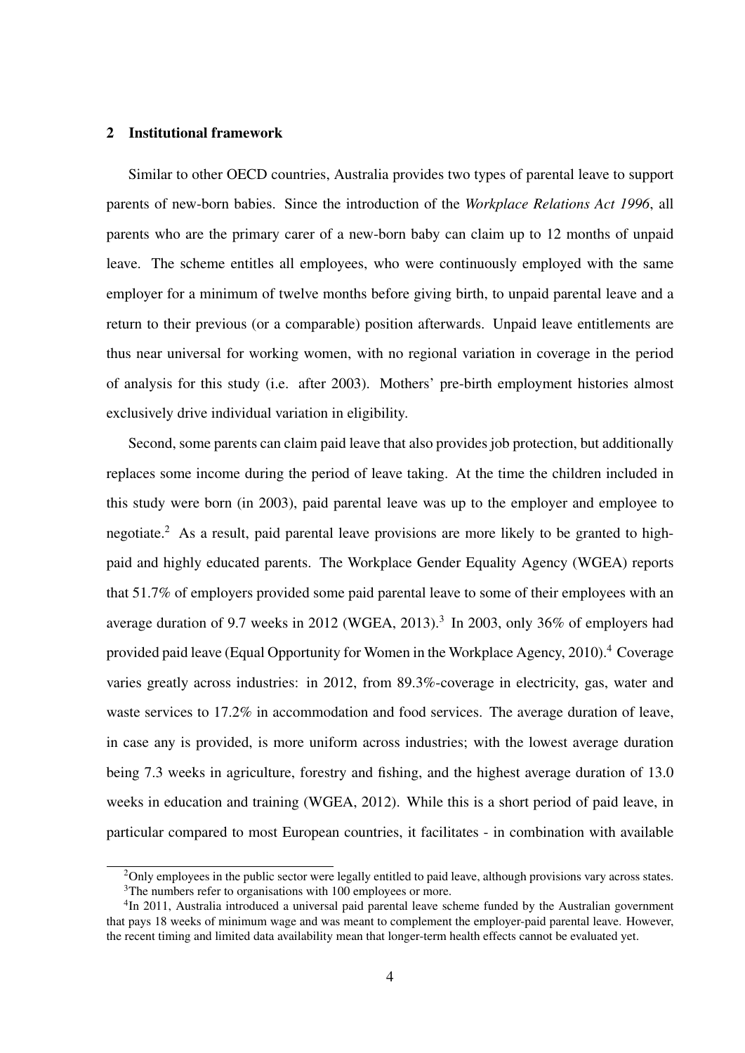## 2 Institutional framework

Similar to other OECD countries, Australia provides two types of parental leave to support parents of new-born babies. Since the introduction of the *Workplace Relations Act 1996*, all parents who are the primary carer of a new-born baby can claim up to 12 months of unpaid leave. The scheme entitles all employees, who were continuously employed with the same employer for a minimum of twelve months before giving birth, to unpaid parental leave and a return to their previous (or a comparable) position afterwards. Unpaid leave entitlements are thus near universal for working women, with no regional variation in coverage in the period of analysis for this study (i.e. after 2003). Mothers' pre-birth employment histories almost exclusively drive individual variation in eligibility.

Second, some parents can claim paid leave that also provides job protection, but additionally replaces some income during the period of leave taking. At the time the children included in this study were born (in 2003), paid parental leave was up to the employer and employee to negotiate.[2] As a result, paid parental leave provisions are more likely to be granted to high-paid and highly educated parents. The Workplace Gender Equality Agency (WGEA) reports that 51.7% of employers provided some paid parental leave to some of their employees with an average duration of 9.7 weeks in 2012 (WGEA, 2013).[3] In 2003, only 36% of employers had provided paid leave (Equal Opportunity for Women in the Workplace Agency, 2010).[4] Coverage varies greatly across industries: in 2012, from 89.3%-coverage in electricity, gas, water and waste services to 17.2% in accommodation and food services. The average duration of leave, in case any is provided, is more uniform across industries; with the lowest average duration being 7.3 weeks in agriculture, forestry and fishing, and the highest average duration of 13.0 weeks in education and training (WGEA, 2012). While this is a short period of paid leave, in particular compared to most European countries, it facilitates - in combination with available

[2]Only employees in the public sector were legally entitled to paid leave, although provisions vary across states.

[3]The numbers refer to organisations with 100 employees or more.

[4]In 2011, Australia introduced a universal paid parental leave scheme funded by the Australian government that pays 18 weeks of minimum wage and was meant to complement the employer-paid parental leave. However, the recent timing and limited data availability mean that longer-term health effects cannot be evaluated yet.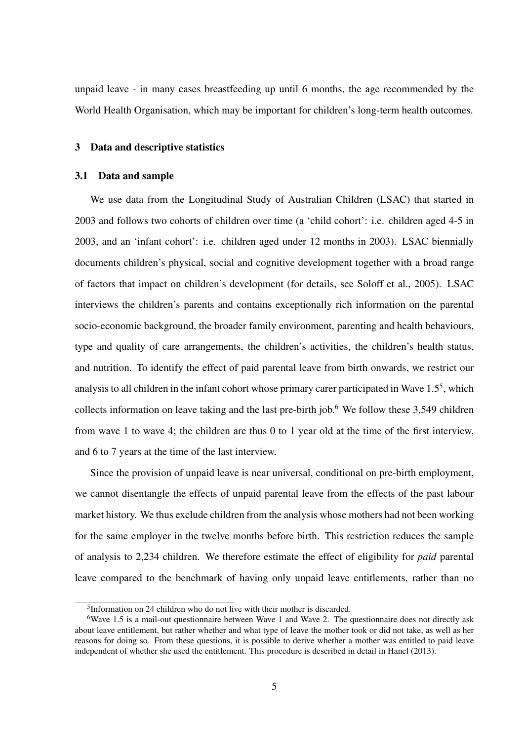unpaid leave - in many cases breastfeeding up until 6 months, the age recommended by the World Health Organisation, which may be important for children's long-term health outcomes.

## 3 Data and descriptive statistics

### 3.1 Data and sample

We use data from the Longitudinal Study of Australian Children (LSAC) that started in 2003 and follows two cohorts of children over time (a 'child cohort': i.e. children aged 4-5 in 2003, and an 'infant cohort': i.e. children aged under 12 months in 2003). LSAC biennially documents children's physical, social and cognitive development together with a broad range of factors that impact on children's development (for details, see Soloff et al., 2005). LSAC interviews the children's parents and contains exceptionally rich information on the parental socio-economic background, the broader family environment, parenting and health behaviours, type and quality of care arrangements, the children's activities, the children's health status, and nutrition. To identify the effect of paid parental leave from birth onwards, we restrict our analysis to all children in the infant cohort whose primary carer participated in Wave 1.5[5], which collects information on leave taking and the last pre-birth job.[6] We follow these 3,549 children from wave 1 to wave 4; the children are thus 0 to 1 year old at the time of the first interview, and 6 to 7 years at the time of the last interview.

Since the provision of unpaid leave is near universal, conditional on pre-birth employment, we cannot disentangle the effects of unpaid parental leave from the effects of the past labour market history. We thus exclude children from the analysis whose mothers had not been working for the same employer in the twelve months before birth. This restriction reduces the sample of analysis to 2,234 children. We therefore estimate the effect of eligibility for *paid* parental leave compared to the benchmark of having only unpaid leave entitlements, rather than no

[5] Information on 24 children who do not live with their mother is discarded.

[6] Wave 1.5 is a mail-out questionnaire between Wave 1 and Wave 2. The questionnaire does not directly ask about leave entitlement, but rather whether and what type of leave the mother took or did not take, as well as her reasons for doing so. From these questions, it is possible to derive whether a mother was entitled to paid leave independent of whether she used the entitlement. This procedure is described in detail in Hanel (2013).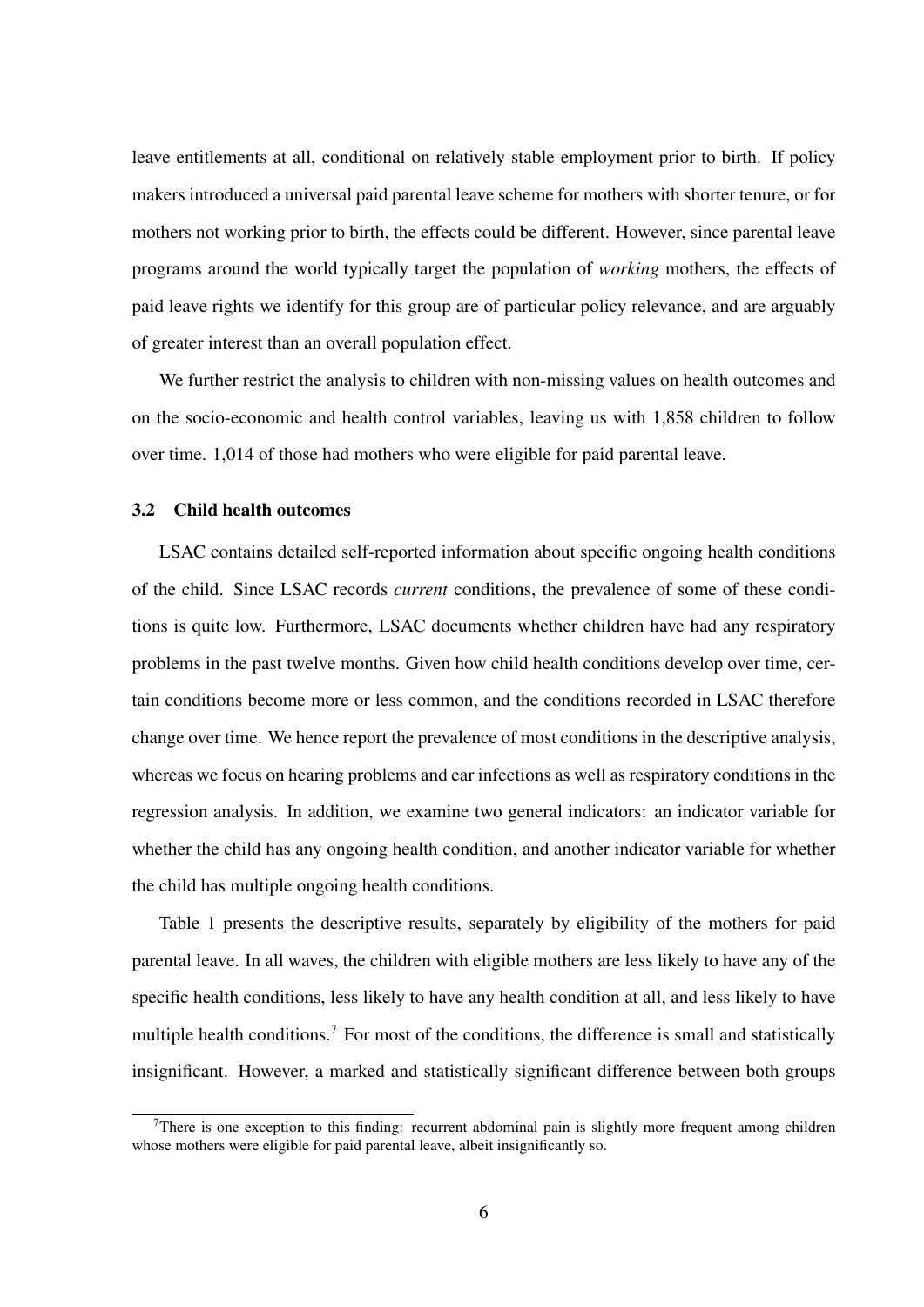leave entitlements at all, conditional on relatively stable employment prior to birth. If policy makers introduced a universal paid parental leave scheme for mothers with shorter tenure, or for mothers not working prior to birth, the effects could be different. However, since parental leave programs around the world typically target the population of *working* mothers, the effects of paid leave rights we identify for this group are of particular policy relevance, and are arguably of greater interest than an overall population effect.

We further restrict the analysis to children with non-missing values on health outcomes and on the socio-economic and health control variables, leaving us with 1,858 children to follow over time. 1,014 of those had mothers who were eligible for paid parental leave.

### 3.2 Child health outcomes

LSAC contains detailed self-reported information about specific ongoing health conditions of the child. Since LSAC records *current* conditions, the prevalence of some of these conditions is quite low. Furthermore, LSAC documents whether children have had any respiratory problems in the past twelve months. Given how child health conditions develop over time, certain conditions become more or less common, and the conditions recorded in LSAC therefore change over time. We hence report the prevalence of most conditions in the descriptive analysis, whereas we focus on hearing problems and ear infections as well as respiratory conditions in the regression analysis. In addition, we examine two general indicators: an indicator variable for whether the child has any ongoing health condition, and another indicator variable for whether the child has multiple ongoing health conditions.

Table 1 presents the descriptive results, separately by eligibility of the mothers for paid parental leave. In all waves, the children with eligible mothers are less likely to have any of the specific health conditions, less likely to have any health condition at all, and less likely to have multiple health conditions.[7] For most of the conditions, the difference is small and statistically insignificant. However, a marked and statistically significant difference between both groups

[7] There is one exception to this finding: recurrent abdominal pain is slightly more frequent among children whose mothers were eligible for paid parental leave, albeit insignificantly so.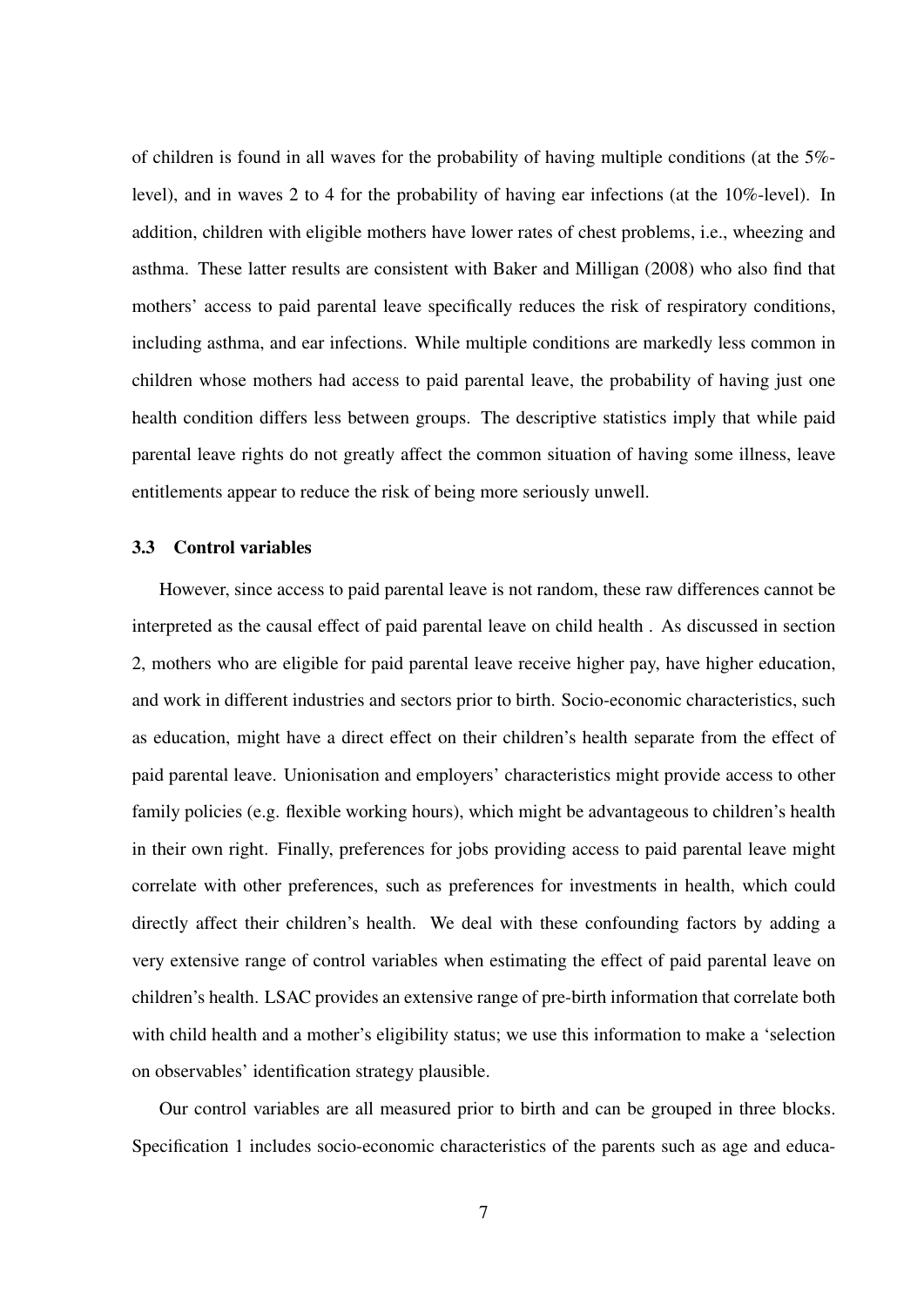of children is found in all waves for the probability of having multiple conditions (at the 5%-level), and in waves 2 to 4 for the probability of having ear infections (at the 10%-level). In addition, children with eligible mothers have lower rates of chest problems, i.e., wheezing and asthma. These latter results are consistent with Baker and Milligan (2008) who also find that mothers' access to paid parental leave specifically reduces the risk of respiratory conditions, including asthma, and ear infections. While multiple conditions are markedly less common in children whose mothers had access to paid parental leave, the probability of having just one health condition differs less between groups. The descriptive statistics imply that while paid parental leave rights do not greatly affect the common situation of having some illness, leave entitlements appear to reduce the risk of being more seriously unwell.

### 3.3 Control variables

However, since access to paid parental leave is not random, these raw differences cannot be interpreted as the causal effect of paid parental leave on child health . As discussed in section 2, mothers who are eligible for paid parental leave receive higher pay, have higher education, and work in different industries and sectors prior to birth. Socio-economic characteristics, such as education, might have a direct effect on their children's health separate from the effect of paid parental leave. Unionisation and employers' characteristics might provide access to other family policies (e.g. flexible working hours), which might be advantageous to children's health in their own right. Finally, preferences for jobs providing access to paid parental leave might correlate with other preferences, such as preferences for investments in health, which could directly affect their children's health. We deal with these confounding factors by adding a very extensive range of control variables when estimating the effect of paid parental leave on children's health. LSAC provides an extensive range of pre-birth information that correlate both with child health and a mother's eligibility status; we use this information to make a 'selection on observables' identification strategy plausible.

Our control variables are all measured prior to birth and can be grouped in three blocks. Specification 1 includes socio-economic characteristics of the parents such as age and educa-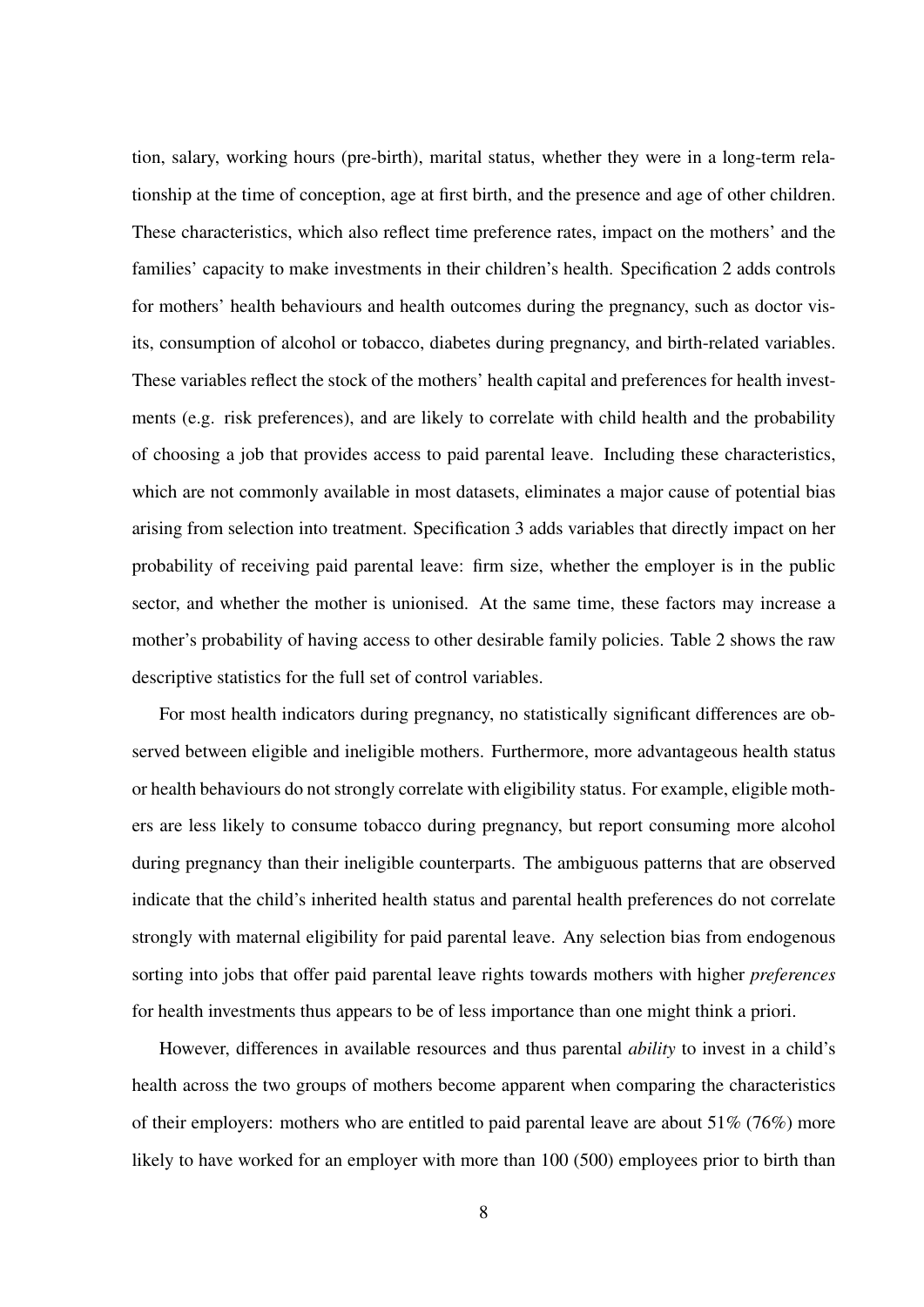tion, salary, working hours (pre-birth), marital status, whether they were in a long-term relationship at the time of conception, age at first birth, and the presence and age of other children. These characteristics, which also reflect time preference rates, impact on the mothers' and the families' capacity to make investments in their children's health. Specification 2 adds controls for mothers' health behaviours and health outcomes during the pregnancy, such as doctor visits, consumption of alcohol or tobacco, diabetes during pregnancy, and birth-related variables. These variables reflect the stock of the mothers' health capital and preferences for health investments (e.g. risk preferences), and are likely to correlate with child health and the probability of choosing a job that provides access to paid parental leave. Including these characteristics, which are not commonly available in most datasets, eliminates a major cause of potential bias arising from selection into treatment. Specification 3 adds variables that directly impact on her probability of receiving paid parental leave: firm size, whether the employer is in the public sector, and whether the mother is unionised. At the same time, these factors may increase a mother's probability of having access to other desirable family policies. Table 2 shows the raw descriptive statistics for the full set of control variables.

For most health indicators during pregnancy, no statistically significant differences are observed between eligible and ineligible mothers. Furthermore, more advantageous health status or health behaviours do not strongly correlate with eligibility status. For example, eligible mothers are less likely to consume tobacco during pregnancy, but report consuming more alcohol during pregnancy than their ineligible counterparts. The ambiguous patterns that are observed indicate that the child's inherited health status and parental health preferences do not correlate strongly with maternal eligibility for paid parental leave. Any selection bias from endogenous sorting into jobs that offer paid parental leave rights towards mothers with higher *preferences* for health investments thus appears to be of less importance than one might think a priori.

However, differences in available resources and thus parental *ability* to invest in a child's health across the two groups of mothers become apparent when comparing the characteristics of their employers: mothers who are entitled to paid parental leave are about 51% (76%) more likely to have worked for an employer with more than 100 (500) employees prior to birth than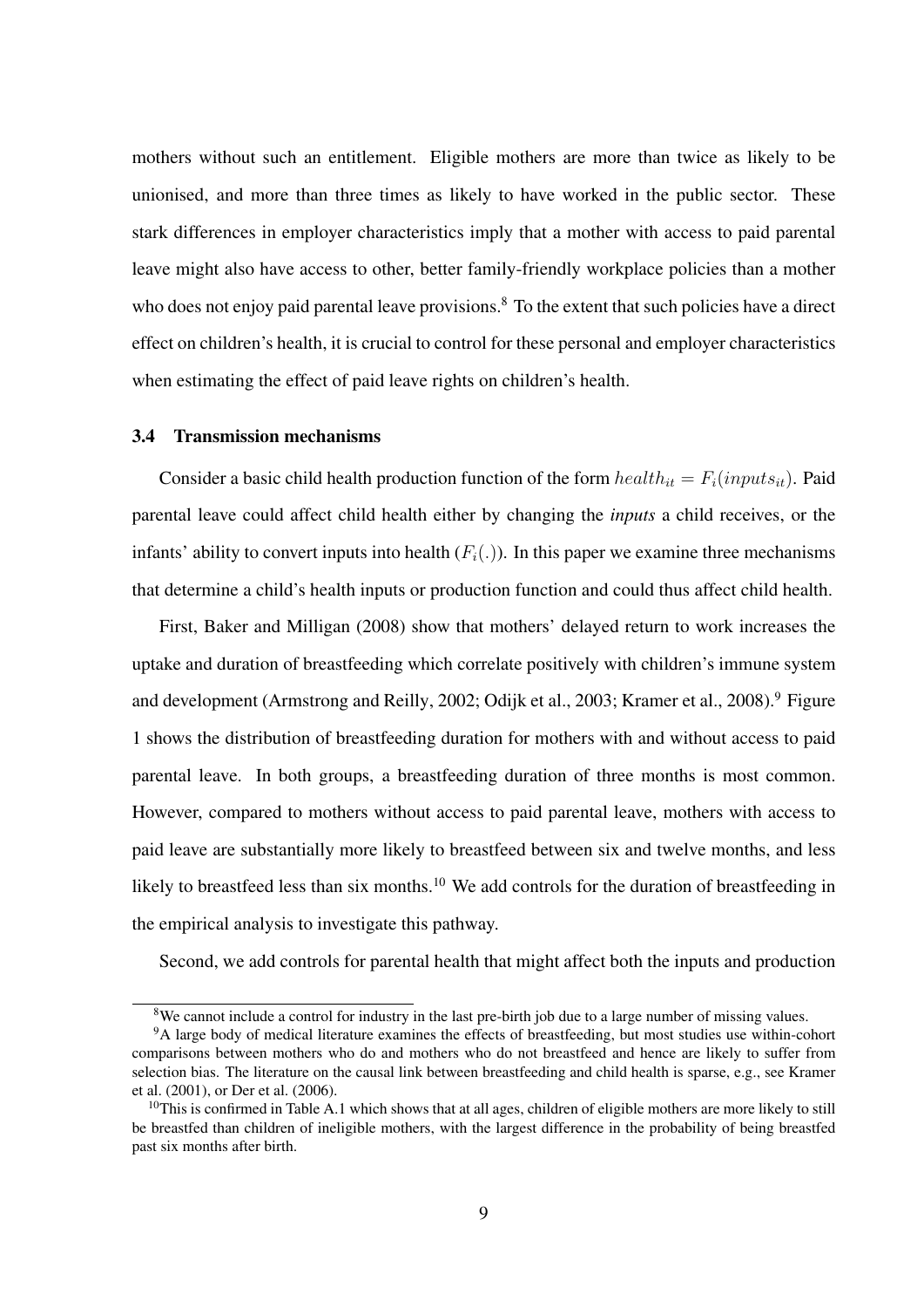mothers without such an entitlement. Eligible mothers are more than twice as likely to be unionised, and more than three times as likely to have worked in the public sector. These stark differences in employer characteristics imply that a mother with access to paid parental leave might also have access to other, better family-friendly workplace policies than a mother who does not enjoy paid parental leave provisions.[8] To the extent that such policies have a direct effect on children's health, it is crucial to control for these personal and employer characteristics when estimating the effect of paid leave rights on children's health.

### 3.4 Transmission mechanisms

Consider a basic child health production function of the form $health_{it} = F_i(inputs_{it})$. Paid parental leave could affect child health either by changing the *inputs* a child receives, or the infants' ability to convert inputs into health ($F_i(.)$). In this paper we examine three mechanisms that determine a child's health inputs or production function and could thus affect child health.

First, Baker and Milligan (2008) show that mothers' delayed return to work increases the uptake and duration of breastfeeding which correlate positively with children's immune system and development (Armstrong and Reilly, 2002; Odijk et al., 2003; Kramer et al., 2008).[9] Figure 1 shows the distribution of breastfeeding duration for mothers with and without access to paid parental leave. In both groups, a breastfeeding duration of three months is most common. However, compared to mothers without access to paid parental leave, mothers with access to paid leave are substantially more likely to breastfeed between six and twelve months, and less likely to breastfeed less than six months.[10] We add controls for the duration of breastfeeding in the empirical analysis to investigate this pathway.

Second, we add controls for parental health that might affect both the inputs and production

[8] We cannot include a control for industry in the last pre-birth job due to a large number of missing values.

[9] A large body of medical literature examines the effects of breastfeeding, but most studies use within-cohort comparisons between mothers who do and mothers who do not breastfeed and hence are likely to suffer from selection bias. The literature on the causal link between breastfeeding and child health is sparse, e.g., see Kramer et al. (2001), or Der et al. (2006).

[10] This is confirmed in Table A.1 which shows that at all ages, children of eligible mothers are more likely to still be breastfed than children of ineligible mothers, with the largest difference in the probability of being breastfed past six months after birth.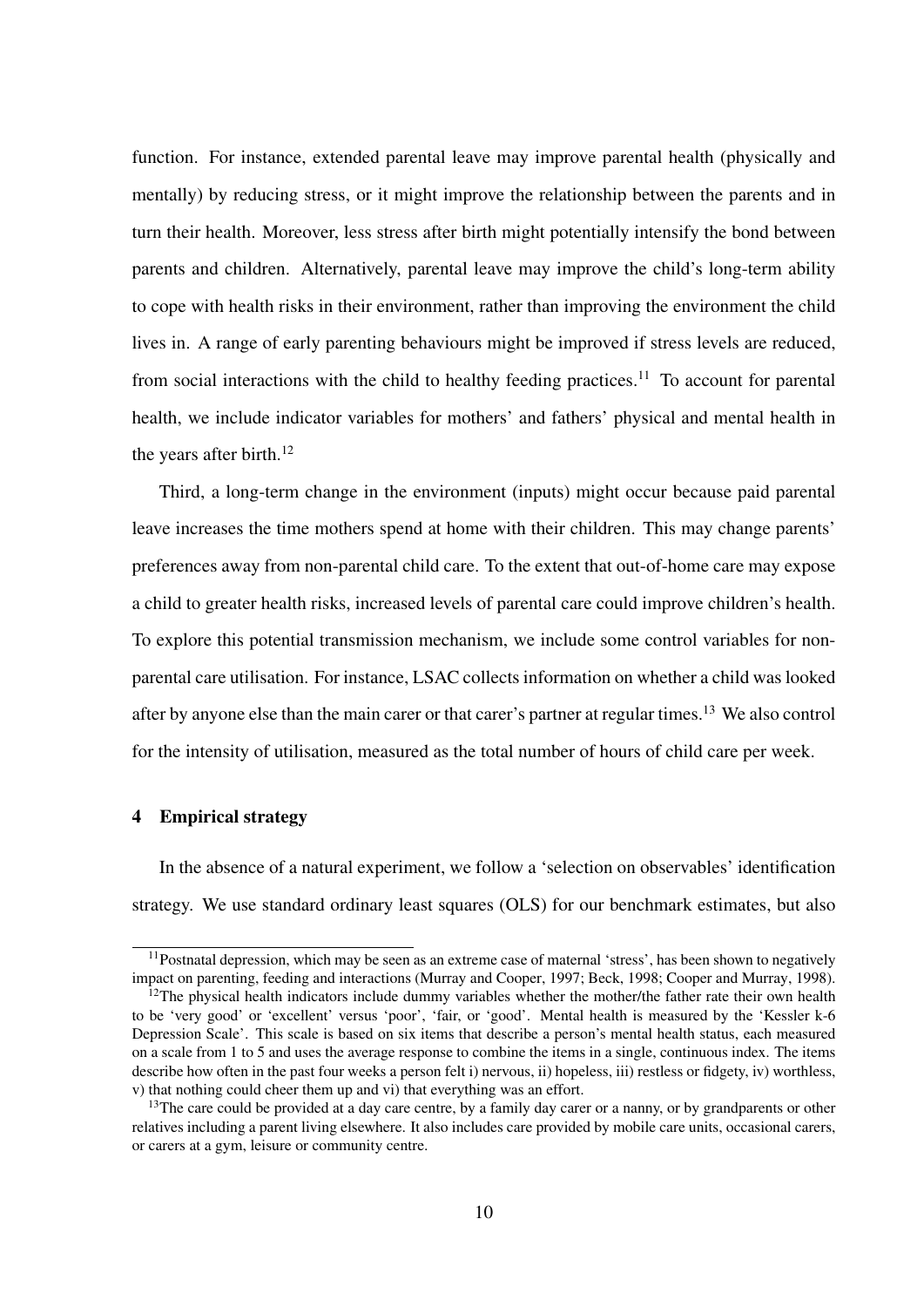function. For instance, extended parental leave may improve parental health (physically and mentally) by reducing stress, or it might improve the relationship between the parents and in turn their health. Moreover, less stress after birth might potentially intensify the bond between parents and children. Alternatively, parental leave may improve the child's long-term ability to cope with health risks in their environment, rather than improving the environment the child lives in. A range of early parenting behaviours might be improved if stress levels are reduced, from social interactions with the child to healthy feeding practices.[11] To account for parental health, we include indicator variables for mothers' and fathers' physical and mental health in the years after birth.[12]

Third, a long-term change in the environment (inputs) might occur because paid parental leave increases the time mothers spend at home with their children. This may change parents' preferences away from non-parental child care. To the extent that out-of-home care may expose a child to greater health risks, increased levels of parental care could improve children's health. To explore this potential transmission mechanism, we include some control variables for non-parental care utilisation. For instance, LSAC collects information on whether a child was looked after by anyone else than the main carer or that carer's partner at regular times.[13] We also control for the intensity of utilisation, measured as the total number of hours of child care per week.

## 4 Empirical strategy

In the absence of a natural experiment, we follow a 'selection on observables' identification strategy. We use standard ordinary least squares (OLS) for our benchmark estimates, but also

[11] Postnatal depression, which may be seen as an extreme case of maternal 'stress', has been shown to negatively impact on parenting, feeding and interactions (Murray and Cooper, 1997; Beck, 1998; Cooper and Murray, 1998).

[12] The physical health indicators include dummy variables whether the mother/the father rate their own health to be 'very good' or 'excellent' versus 'poor', 'fair, or 'good'. Mental health is measured by the 'Kessler k-6 Depression Scale'. This scale is based on six items that describe a person's mental health status, each measured on a scale from 1 to 5 and uses the average response to combine the items in a single, continuous index. The items describe how often in the past four weeks a person felt i) nervous, ii) hopeless, iii) restless or fidgety, iv) worthless, v) that nothing could cheer them up and vi) that everything was an effort.

[13] The care could be provided at a day care centre, by a family day carer or a nanny, or by grandparents or other relatives including a parent living elsewhere. It also includes care provided by mobile care units, occasional carers, or carers at a gym, leisure or community centre.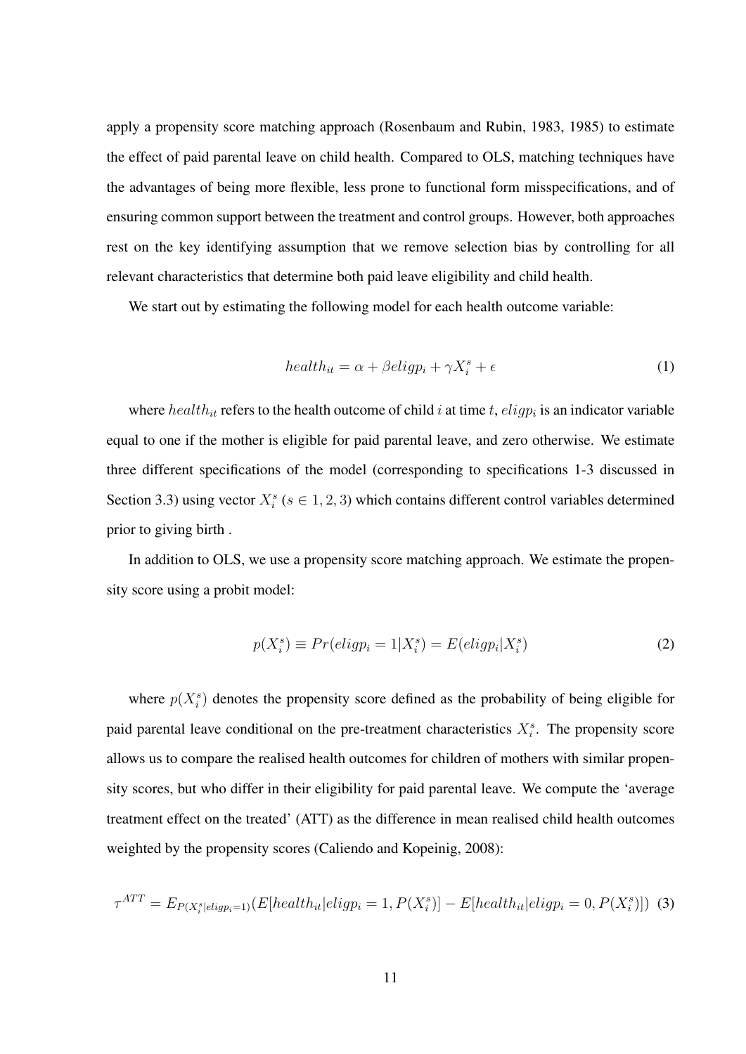apply a propensity score matching approach (Rosenbaum and Rubin, 1983, 1985) to estimate the effect of paid parental leave on child health. Compared to OLS, matching techniques have the advantages of being more flexible, less prone to functional form misspecifications, and of ensuring common support between the treatment and control groups. However, both approaches rest on the key identifying assumption that we remove selection bias by controlling for all relevant characteristics that determine both paid leave eligibility and child health.

We start out by estimating the following model for each health outcome variable:

$$health_{it} = \alpha + \beta eligp_i + \gamma X_i^s + \epsilon \tag{1}$$

where $health_{it}$ refers to the health outcome of child $i$ at time $t$, $eligp_i$ is an indicator variable equal to one if the mother is eligible for paid parental leave, and zero otherwise. We estimate three different specifications of the model (corresponding to specifications 1-3 discussed in Section 3.3) using vector $X_i^s$ ($s \in 1, 2, 3$) which contains different control variables determined prior to giving birth .

In addition to OLS, we use a propensity score matching approach. We estimate the propensity score using a probit model:

$$p(X_i^s) \equiv Pr(eligp_i = 1|X_i^s) = E(eligp_i|X_i^s) \tag{2}$$

where $p(X_i^s)$ denotes the propensity score defined as the probability of being eligible for paid parental leave conditional on the pre-treatment characteristics $X_i^s$. The propensity score allows us to compare the realised health outcomes for children of mothers with similar propensity scores, but who differ in their eligibility for paid parental leave. We compute the 'average treatment effect on the treated' (ATT) as the difference in mean realised child health outcomes weighted by the propensity scores (Caliendo and Kopeinig, 2008):

$$\tau^{ATT} = E_{P(X_i^s|eligp_i=1)}(E[health_{it}|eligp_i = 1, P(X_i^s)] - E[health_{it}|eligp_i = 0, P(X_i^s)]) \tag{3}$$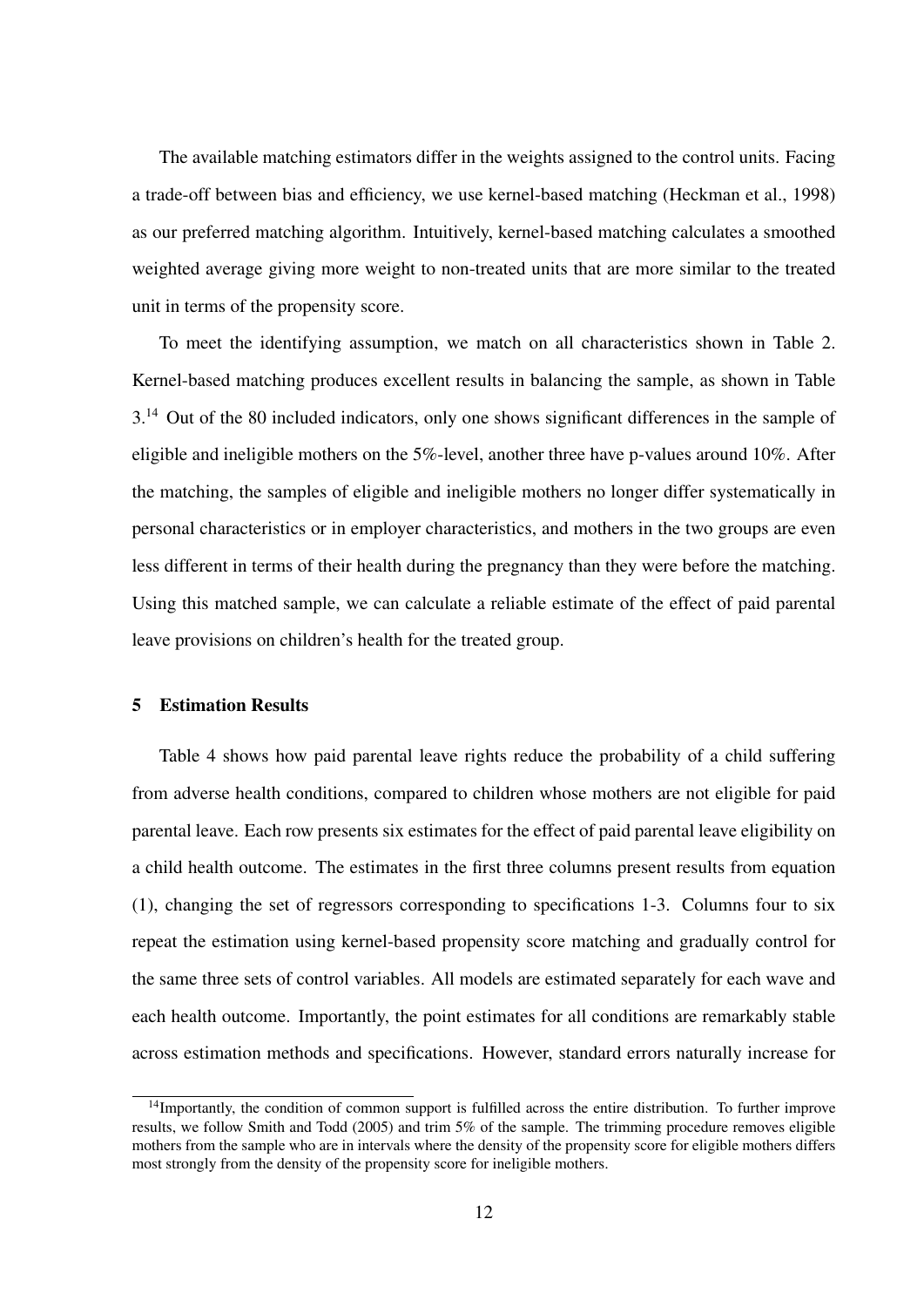The available matching estimators differ in the weights assigned to the control units. Facing a trade-off between bias and efficiency, we use kernel-based matching (Heckman et al., 1998) as our preferred matching algorithm. Intuitively, kernel-based matching calculates a smoothed weighted average giving more weight to non-treated units that are more similar to the treated unit in terms of the propensity score.

To meet the identifying assumption, we match on all characteristics shown in Table 2. Kernel-based matching produces excellent results in balancing the sample, as shown in Table 3.[14] Out of the 80 included indicators, only one shows significant differences in the sample of eligible and ineligible mothers on the 5%-level, another three have p-values around 10%. After the matching, the samples of eligible and ineligible mothers no longer differ systematically in personal characteristics or in employer characteristics, and mothers in the two groups are even less different in terms of their health during the pregnancy than they were before the matching. Using this matched sample, we can calculate a reliable estimate of the effect of paid parental leave provisions on children's health for the treated group.

## 5 Estimation Results

Table 4 shows how paid parental leave rights reduce the probability of a child suffering from adverse health conditions, compared to children whose mothers are not eligible for paid parental leave. Each row presents six estimates for the effect of paid parental leave eligibility on a child health outcome. The estimates in the first three columns present results from equation (1), changing the set of regressors corresponding to specifications 1-3. Columns four to six repeat the estimation using kernel-based propensity score matching and gradually control for the same three sets of control variables. All models are estimated separately for each wave and each health outcome. Importantly, the point estimates for all conditions are remarkably stable across estimation methods and specifications. However, standard errors naturally increase for

[14] Importantly, the condition of common support is fulfilled across the entire distribution. To further improve results, we follow Smith and Todd (2005) and trim 5% of the sample. The trimming procedure removes eligible mothers from the sample who are in intervals where the density of the propensity score for eligible mothers differs most strongly from the density of the propensity score for ineligible mothers.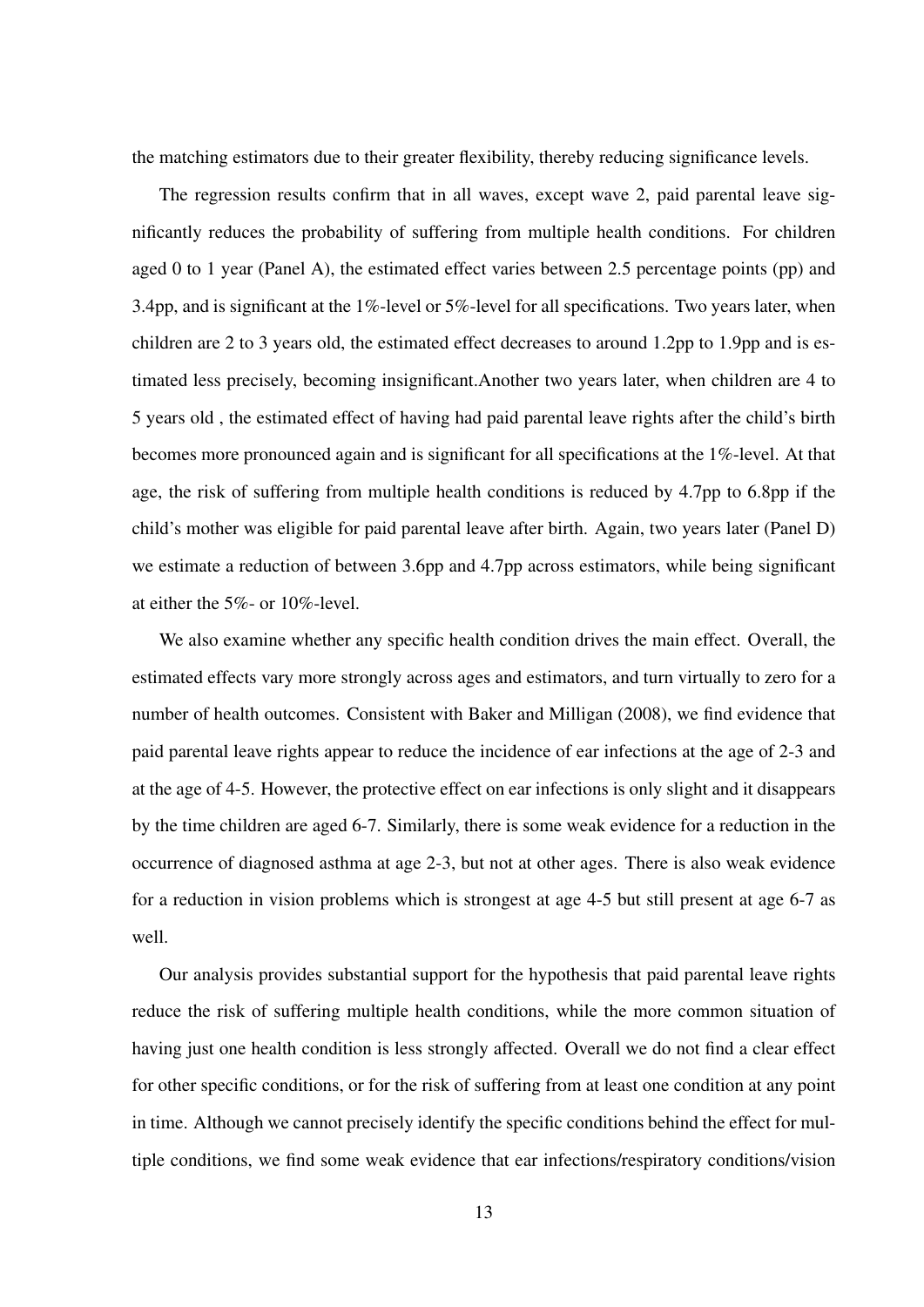the matching estimators due to their greater flexibility, thereby reducing significance levels.

The regression results confirm that in all waves, except wave 2, paid parental leave significantly reduces the probability of suffering from multiple health conditions. For children aged 0 to 1 year (Panel A), the estimated effect varies between 2.5 percentage points (pp) and 3.4pp, and is significant at the 1%-level or 5%-level for all specifications. Two years later, when children are 2 to 3 years old, the estimated effect decreases to around 1.2pp to 1.9pp and is estimated less precisely, becoming insignificant.Another two years later, when children are 4 to 5 years old , the estimated effect of having had paid parental leave rights after the child's birth becomes more pronounced again and is significant for all specifications at the 1%-level. At that age, the risk of suffering from multiple health conditions is reduced by 4.7pp to 6.8pp if the child's mother was eligible for paid parental leave after birth. Again, two years later (Panel D) we estimate a reduction of between 3.6pp and 4.7pp across estimators, while being significant at either the 5%- or 10%-level.

We also examine whether any specific health condition drives the main effect. Overall, the estimated effects vary more strongly across ages and estimators, and turn virtually to zero for a number of health outcomes. Consistent with Baker and Milligan (2008), we find evidence that paid parental leave rights appear to reduce the incidence of ear infections at the age of 2-3 and at the age of 4-5. However, the protective effect on ear infections is only slight and it disappears by the time children are aged 6-7. Similarly, there is some weak evidence for a reduction in the occurrence of diagnosed asthma at age 2-3, but not at other ages. There is also weak evidence for a reduction in vision problems which is strongest at age 4-5 but still present at age 6-7 as well.

Our analysis provides substantial support for the hypothesis that paid parental leave rights reduce the risk of suffering multiple health conditions, while the more common situation of having just one health condition is less strongly affected. Overall we do not find a clear effect for other specific conditions, or for the risk of suffering from at least one condition at any point in time. Although we cannot precisely identify the specific conditions behind the effect for multiple conditions, we find some weak evidence that ear infections/respiratory conditions/vision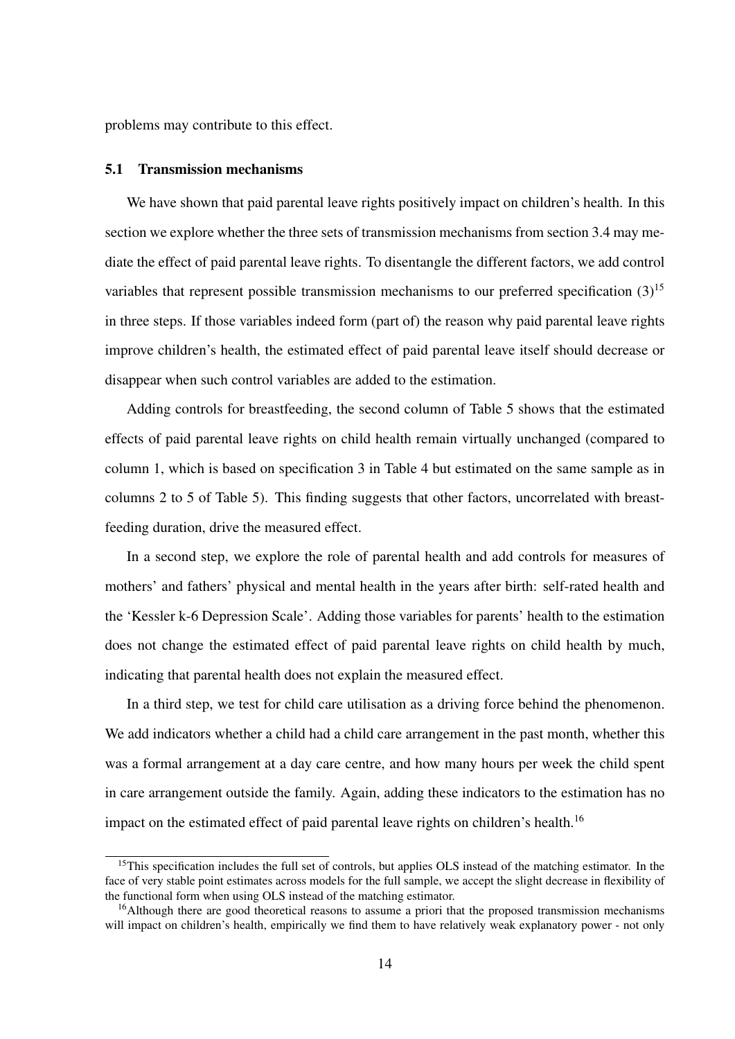problems may contribute to this effect.

### 5.1 Transmission mechanisms

We have shown that paid parental leave rights positively impact on children's health. In this section we explore whether the three sets of transmission mechanisms from section 3.4 may mediate the effect of paid parental leave rights. To disentangle the different factors, we add control variables that represent possible transmission mechanisms to our preferred specification (3)[15] in three steps. If those variables indeed form (part of) the reason why paid parental leave rights improve children's health, the estimated effect of paid parental leave itself should decrease or disappear when such control variables are added to the estimation.

Adding controls for breastfeeding, the second column of Table 5 shows that the estimated effects of paid parental leave rights on child health remain virtually unchanged (compared to column 1, which is based on specification 3 in Table 4 but estimated on the same sample as in columns 2 to 5 of Table 5). This finding suggests that other factors, uncorrelated with breastfeeding duration, drive the measured effect.

In a second step, we explore the role of parental health and add controls for measures of mothers' and fathers' physical and mental health in the years after birth: self-rated health and the 'Kessler k-6 Depression Scale'. Adding those variables for parents' health to the estimation does not change the estimated effect of paid parental leave rights on child health by much, indicating that parental health does not explain the measured effect.

In a third step, we test for child care utilisation as a driving force behind the phenomenon. We add indicators whether a child had a child care arrangement in the past month, whether this was a formal arrangement at a day care centre, and how many hours per week the child spent in care arrangement outside the family. Again, adding these indicators to the estimation has no impact on the estimated effect of paid parental leave rights on children's health.[16]

[15] This specification includes the full set of controls, but applies OLS instead of the matching estimator. In the face of very stable point estimates across models for the full sample, we accept the slight decrease in flexibility of the functional form when using OLS instead of the matching estimator.

[16] Although there are good theoretical reasons to assume a priori that the proposed transmission mechanisms will impact on children's health, empirically we find them to have relatively weak explanatory power - not only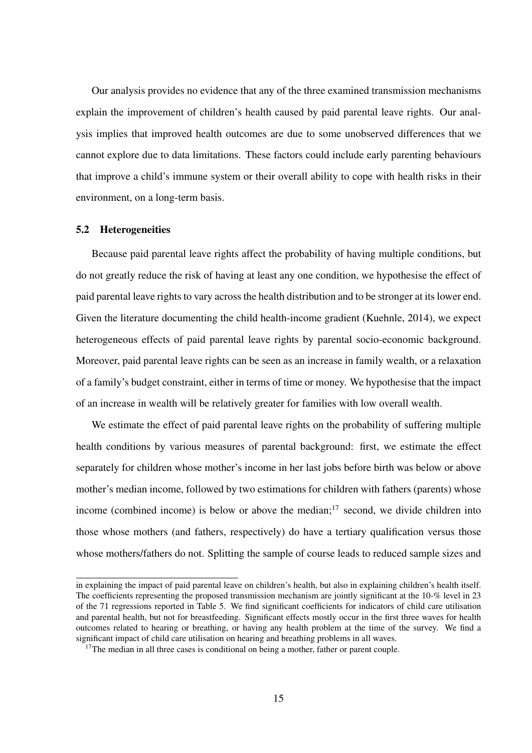Our analysis provides no evidence that any of the three examined transmission mechanisms explain the improvement of children's health caused by paid parental leave rights. Our analysis implies that improved health outcomes are due to some unobserved differences that we cannot explore due to data limitations. These factors could include early parenting behaviours that improve a child's immune system or their overall ability to cope with health risks in their environment, on a long-term basis.

### 5.2 Heterogeneities

Because paid parental leave rights affect the probability of having multiple conditions, but do not greatly reduce the risk of having at least any one condition, we hypothesise the effect of paid parental leave rights to vary across the health distribution and to be stronger at its lower end. Given the literature documenting the child health-income gradient (Kuehnle, 2014), we expect heterogeneous effects of paid parental leave rights by parental socio-economic background. Moreover, paid parental leave rights can be seen as an increase in family wealth, or a relaxation of a family's budget constraint, either in terms of time or money. We hypothesise that the impact of an increase in wealth will be relatively greater for families with low overall wealth.

We estimate the effect of paid parental leave rights on the probability of suffering multiple health conditions by various measures of parental background: first, we estimate the effect separately for children whose mother's income in her last jobs before birth was below or above mother's median income, followed by two estimations for children with fathers (parents) whose income (combined income) is below or above the median;[17] second, we divide children into those whose mothers (and fathers, respectively) do have a tertiary qualification versus those whose mothers/fathers do not. Splitting the sample of course leads to reduced sample sizes and

---

in explaining the impact of paid parental leave on children's health, but also in explaining children's health itself. The coefficients representing the proposed transmission mechanism are jointly significant at the 10-% level in 23 of the 71 regressions reported in Table 5. We find significant coefficients for indicators of child care utilisation and parental health, but not for breastfeeding. Significant effects mostly occur in the first three waves for health outcomes related to hearing or breathing, or having any health problem at the time of the survey. We find a significant impact of child care utilisation on hearing and breathing problems in all waves.

[17] The median in all three cases is conditional on being a mother, father or parent couple.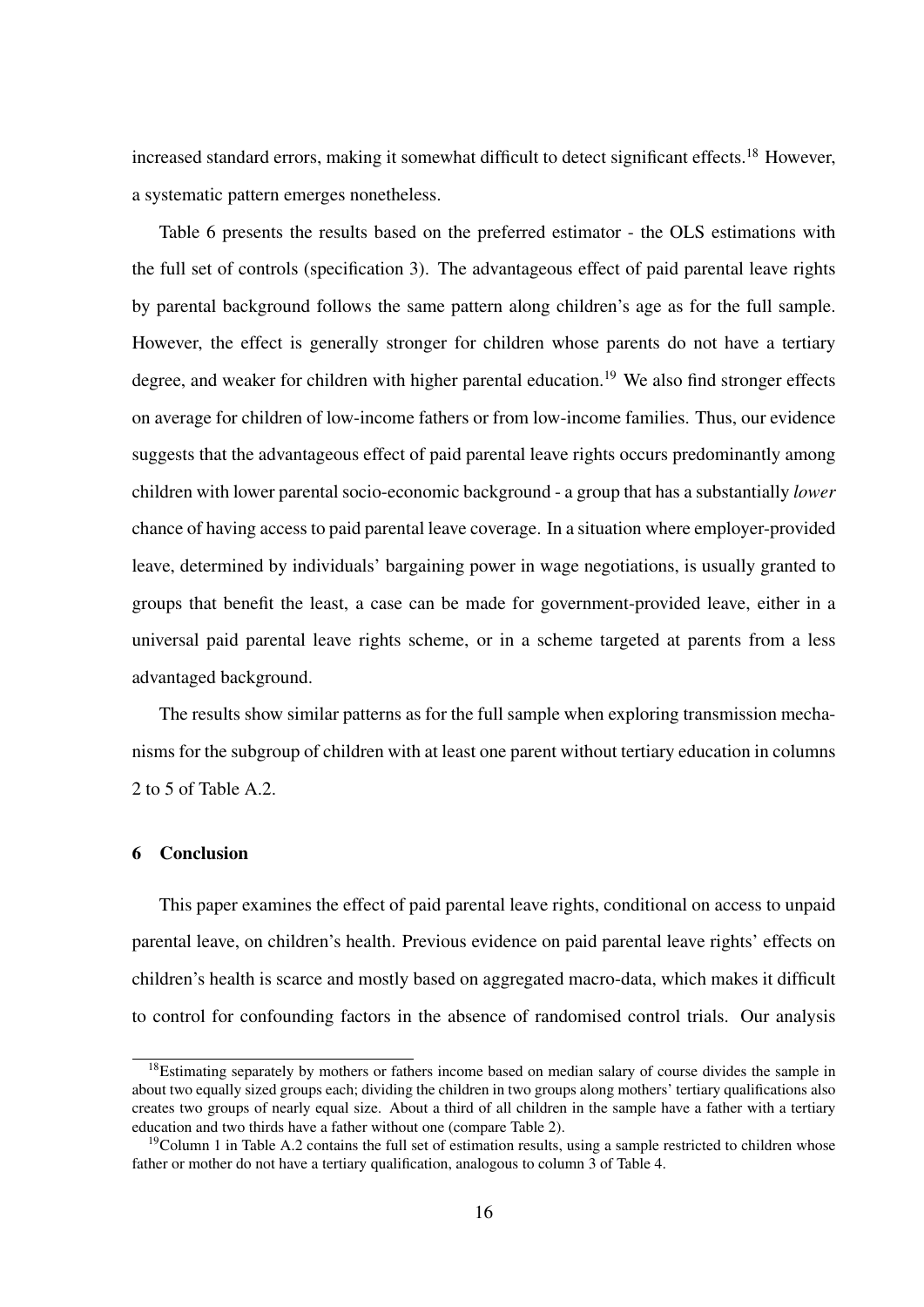increased standard errors, making it somewhat difficult to detect significant effects.[18] However, a systematic pattern emerges nonetheless.

Table 6 presents the results based on the preferred estimator - the OLS estimations with the full set of controls (specification 3). The advantageous effect of paid parental leave rights by parental background follows the same pattern along children's age as for the full sample. However, the effect is generally stronger for children whose parents do not have a tertiary degree, and weaker for children with higher parental education.[19] We also find stronger effects on average for children of low-income fathers or from low-income families. Thus, our evidence suggests that the advantageous effect of paid parental leave rights occurs predominantly among children with lower parental socio-economic background - a group that has a substantially *lower* chance of having access to paid parental leave coverage. In a situation where employer-provided leave, determined by individuals' bargaining power in wage negotiations, is usually granted to groups that benefit the least, a case can be made for government-provided leave, either in a universal paid parental leave rights scheme, or in a scheme targeted at parents from a less advantaged background.

The results show similar patterns as for the full sample when exploring transmission mechanisms for the subgroup of children with at least one parent without tertiary education in columns 2 to 5 of Table A.2.

## 6 Conclusion

This paper examines the effect of paid parental leave rights, conditional on access to unpaid parental leave, on children's health. Previous evidence on paid parental leave rights' effects on children's health is scarce and mostly based on aggregated macro-data, which makes it difficult to control for confounding factors in the absence of randomised control trials. Our analysis

---

[18] Estimating separately by mothers or fathers income based on median salary of course divides the sample in about two equally sized groups each; dividing the children in two groups along mothers' tertiary qualifications also creates two groups of nearly equal size. About a third of all children in the sample have a father with a tertiary education and two thirds have a father without one (compare Table 2).

[19] Column 1 in Table A.2 contains the full set of estimation results, using a sample restricted to children whose father or mother do not have a tertiary qualification, analogous to column 3 of Table 4.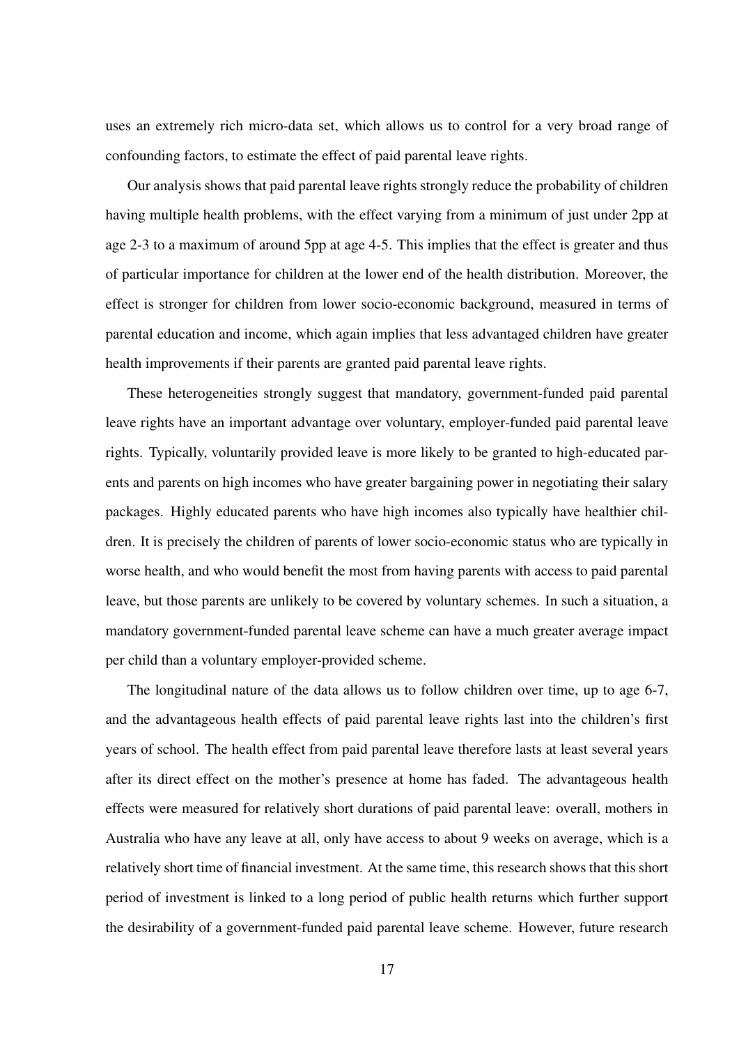uses an extremely rich micro-data set, which allows us to control for a very broad range of confounding factors, to estimate the effect of paid parental leave rights.

Our analysis shows that paid parental leave rights strongly reduce the probability of children having multiple health problems, with the effect varying from a minimum of just under 2pp at age 2-3 to a maximum of around 5pp at age 4-5. This implies that the effect is greater and thus of particular importance for children at the lower end of the health distribution. Moreover, the effect is stronger for children from lower socio-economic background, measured in terms of parental education and income, which again implies that less advantaged children have greater health improvements if their parents are granted paid parental leave rights.

These heterogeneities strongly suggest that mandatory, government-funded paid parental leave rights have an important advantage over voluntary, employer-funded paid parental leave rights. Typically, voluntarily provided leave is more likely to be granted to high-educated parents and parents on high incomes who have greater bargaining power in negotiating their salary packages. Highly educated parents who have high incomes also typically have healthier children. It is precisely the children of parents of lower socio-economic status who are typically in worse health, and who would benefit the most from having parents with access to paid parental leave, but those parents are unlikely to be covered by voluntary schemes. In such a situation, a mandatory government-funded parental leave scheme can have a much greater average impact per child than a voluntary employer-provided scheme.

The longitudinal nature of the data allows us to follow children over time, up to age 6-7, and the advantageous health effects of paid parental leave rights last into the children's first years of school. The health effect from paid parental leave therefore lasts at least several years after its direct effect on the mother's presence at home has faded. The advantageous health effects were measured for relatively short durations of paid parental leave: overall, mothers in Australia who have any leave at all, only have access to about 9 weeks on average, which is a relatively short time of financial investment. At the same time, this research shows that this short period of investment is linked to a long period of public health returns which further support the desirability of a government-funded paid parental leave scheme. However, future research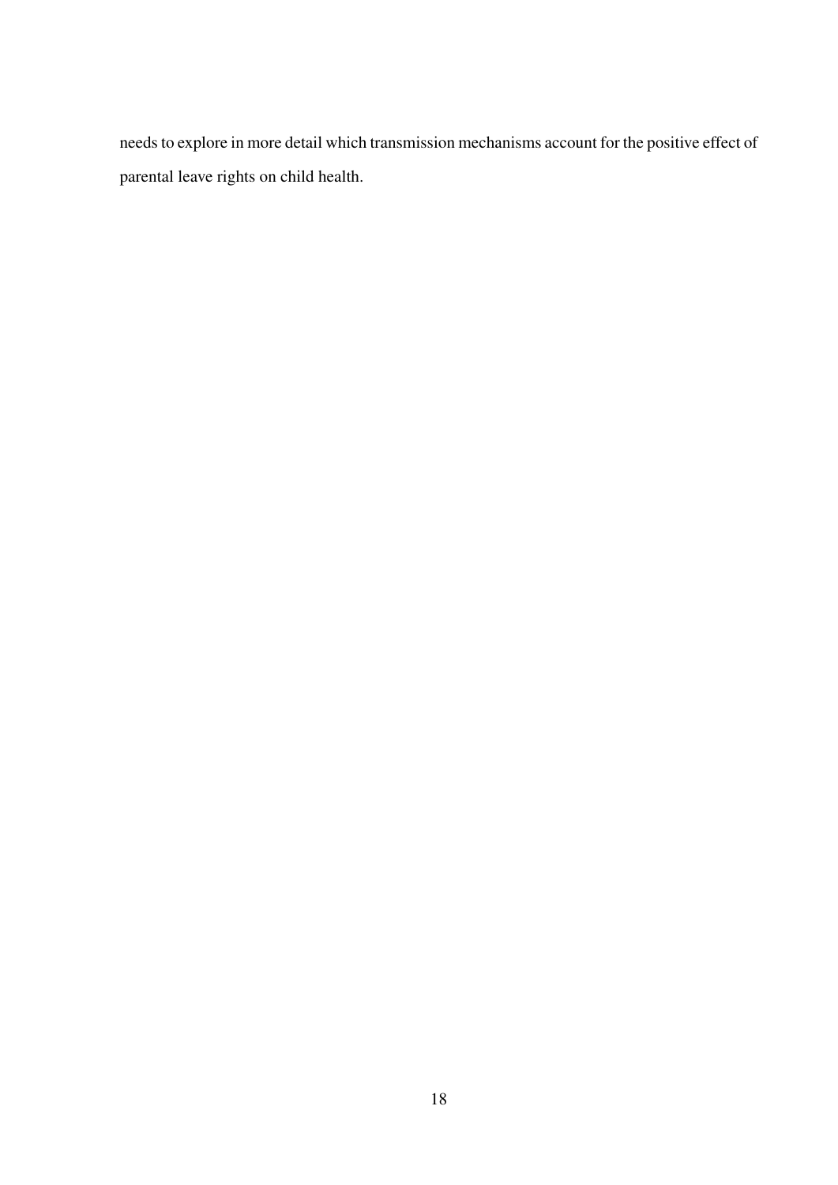needs to explore in more detail which transmission mechanisms account for the positive effect of parental leave rights on child health.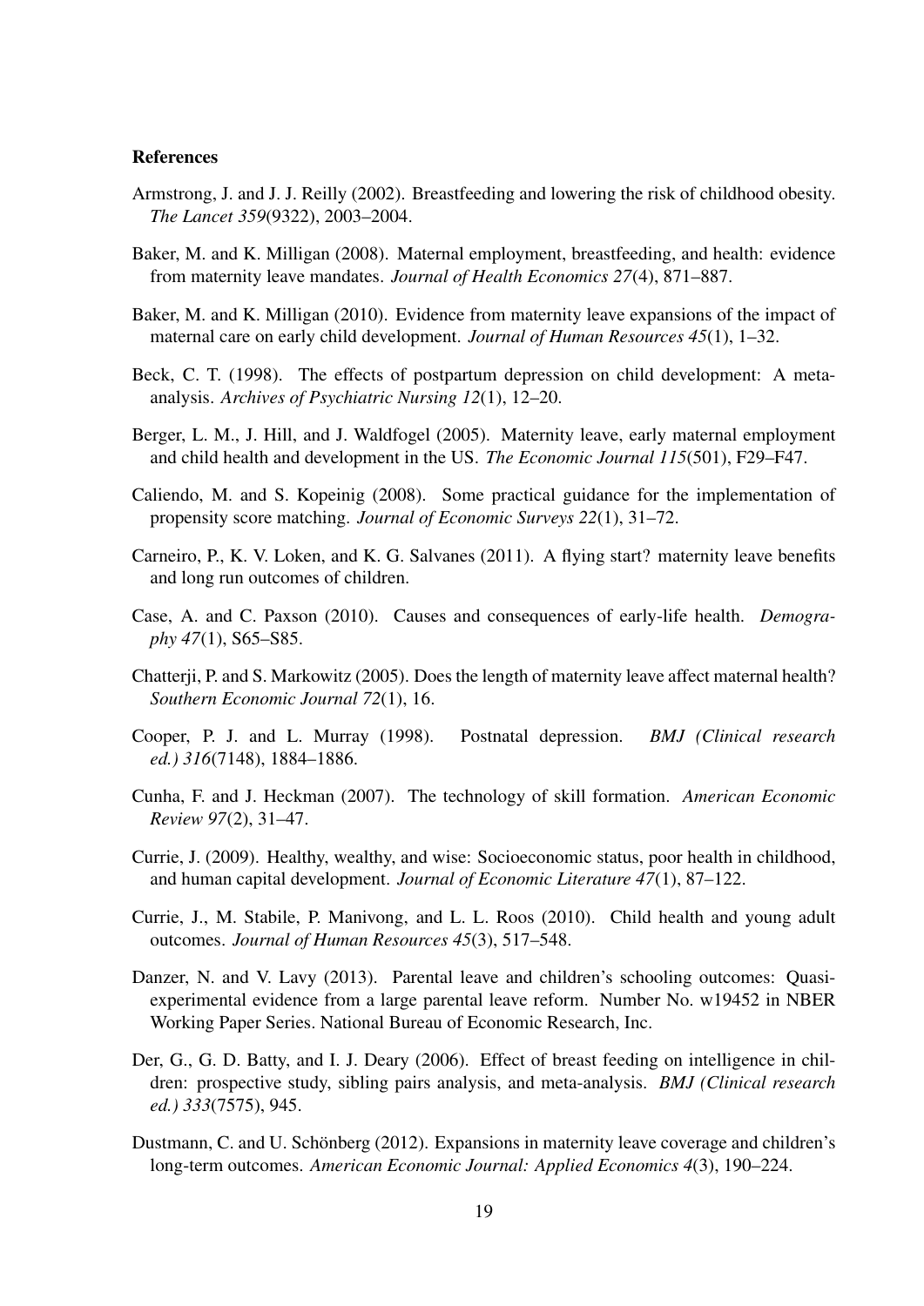## References

Armstrong, J. and J. J. Reilly (2002). Breastfeeding and lowering the risk of childhood obesity. *The Lancet 359*(9322), 2003–2004.

Baker, M. and K. Milligan (2008). Maternal employment, breastfeeding, and health: evidence from maternity leave mandates. *Journal of Health Economics 27*(4), 871–887.

Baker, M. and K. Milligan (2010). Evidence from maternity leave expansions of the impact of maternal care on early child development. *Journal of Human Resources 45*(1), 1–32.

Beck, C. T. (1998). The effects of postpartum depression on child development: A meta-analysis. *Archives of Psychiatric Nursing 12*(1), 12–20.

Berger, L. M., J. Hill, and J. Waldfogel (2005). Maternity leave, early maternal employment and child health and development in the US. *The Economic Journal 115*(501), F29–F47.

Caliendo, M. and S. Kopeinig (2008). Some practical guidance for the implementation of propensity score matching. *Journal of Economic Surveys 22*(1), 31–72.

Carneiro, P., K. V. Loken, and K. G. Salvanes (2011). A flying start? maternity leave benefits and long run outcomes of children.

Case, A. and C. Paxson (2010). Causes and consequences of early-life health. *Demography 47*(1), S65–S85.

Chatterji, P. and S. Markowitz (2005). Does the length of maternity leave affect maternal health? *Southern Economic Journal 72*(1), 16.

Cooper, P. J. and L. Murray (1998). Postnatal depression. *BMJ (Clinical research ed.) 316*(7148), 1884–1886.

Cunha, F. and J. Heckman (2007). The technology of skill formation. *American Economic Review 97*(2), 31–47.

Currie, J. (2009). Healthy, wealthy, and wise: Socioeconomic status, poor health in childhood, and human capital development. *Journal of Economic Literature 47*(1), 87–122.

Currie, J., M. Stabile, P. Manivong, and L. L. Roos (2010). Child health and young adult outcomes. *Journal of Human Resources 45*(3), 517–548.

Danzer, N. and V. Lavy (2013). Parental leave and children's schooling outcomes: Quasi-experimental evidence from a large parental leave reform. Number No. w19452 in NBER Working Paper Series. National Bureau of Economic Research, Inc.

Der, G., G. D. Batty, and I. J. Deary (2006). Effect of breast feeding on intelligence in children: prospective study, sibling pairs analysis, and meta-analysis. *BMJ (Clinical research ed.) 333*(7575), 945.

Dustmann, C. and U. Schönberg (2012). Expansions in maternity leave coverage and children's long-term outcomes. *American Economic Journal: Applied Economics 4*(3), 190–224.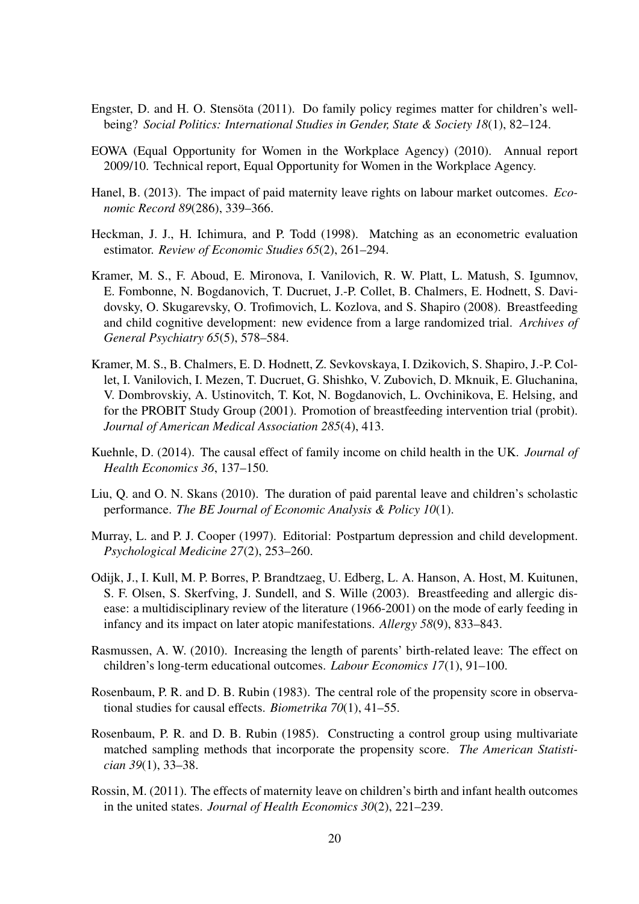Engster, D. and H. O. Stensöta (2011). Do family policy regimes matter for children's well-being? *Social Politics: International Studies in Gender, State & Society 18*(1), 82–124.

EOWA (Equal Opportunity for Women in the Workplace Agency) (2010). Annual report 2009/10. Technical report, Equal Opportunity for Women in the Workplace Agency.

Hanel, B. (2013). The impact of paid maternity leave rights on labour market outcomes. *Economic Record 89*(286), 339–366.

Heckman, J. J., H. Ichimura, and P. Todd (1998). Matching as an econometric evaluation estimator. *Review of Economic Studies 65*(2), 261–294.

Kramer, M. S., F. Aboud, E. Mironova, I. Vanilovich, R. W. Platt, L. Matush, S. Igumnov, E. Fombonne, N. Bogdanovich, T. Ducruet, J.-P. Collet, B. Chalmers, E. Hodnett, S. Davidovsky, O. Skugarevsky, O. Trofimovich, L. Kozlova, and S. Shapiro (2008). Breastfeeding and child cognitive development: new evidence from a large randomized trial. *Archives of General Psychiatry 65*(5), 578–584.

Kramer, M. S., B. Chalmers, E. D. Hodnett, Z. Sevkovskaya, I. Dzikovich, S. Shapiro, J.-P. Collet, I. Vanilovich, I. Mezen, T. Ducruet, G. Shishko, V. Zubovich, D. Mknuik, E. Gluchanina, V. Dombrovskiy, A. Ustinovitch, T. Kot, N. Bogdanovich, L. Ovchinikova, E. Helsing, and for the PROBIT Study Group (2001). Promotion of breastfeeding intervention trial (probit). *Journal of American Medical Association 285*(4), 413.

Kuehnle, D. (2014). The causal effect of family income on child health in the UK. *Journal of Health Economics 36*, 137–150.

Liu, Q. and O. N. Skans (2010). The duration of paid parental leave and children's scholastic performance. *The BE Journal of Economic Analysis & Policy 10*(1).

Murray, L. and P. J. Cooper (1997). Editorial: Postpartum depression and child development. *Psychological Medicine 27*(2), 253–260.

Odijk, J., I. Kull, M. P. Borres, P. Brandtzaeg, U. Edberg, L. A. Hanson, A. Host, M. Kuitunen, S. F. Olsen, S. Skerfving, J. Sundell, and S. Wille (2003). Breastfeeding and allergic disease: a multidisciplinary review of the literature (1966-2001) on the mode of early feeding in infancy and its impact on later atopic manifestations. *Allergy 58*(9), 833–843.

Rasmussen, A. W. (2010). Increasing the length of parents' birth-related leave: The effect on children's long-term educational outcomes. *Labour Economics 17*(1), 91–100.

Rosenbaum, P. R. and D. B. Rubin (1983). The central role of the propensity score in observational studies for causal effects. *Biometrika 70*(1), 41–55.

Rosenbaum, P. R. and D. B. Rubin (1985). Constructing a control group using multivariate matched sampling methods that incorporate the propensity score. *The American Statistician 39*(1), 33–38.

Rossin, M. (2011). The effects of maternity leave on children's birth and infant health outcomes in the united states. *Journal of Health Economics 30*(2), 221–239.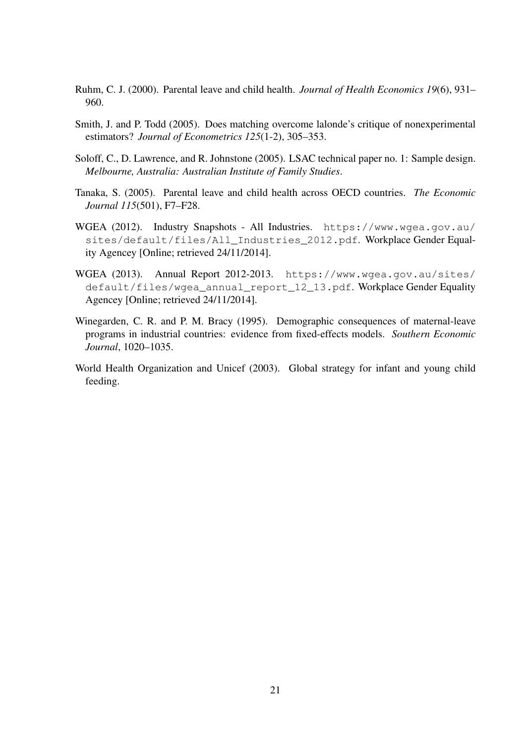Ruhm, C. J. (2000). Parental leave and child health. *Journal of Health Economics 19*(6), 931–960.

Smith, J. and P. Todd (2005). Does matching overcome lalonde's critique of nonexperimental estimators? *Journal of Econometrics 125*(1-2), 305–353.

Soloff, C., D. Lawrence, and R. Johnstone (2005). LSAC technical paper no. 1: Sample design. *Melbourne, Australia: Australian Institute of Family Studies*.

Tanaka, S. (2005). Parental leave and child health across OECD countries. *The Economic Journal 115*(501), F7–F28.

WGEA (2012). Industry Snapshots - All Industries. `https://www.wgea.gov.au/sites/default/files/All_Industries_2012.pdf`. Workplace Gender Equality Agencey [Online; retrieved 24/11/2014].

WGEA (2013). Annual Report 2012-2013. `https://www.wgea.gov.au/sites/default/files/wgea_annual_report_12_13.pdf`. Workplace Gender Equality Agencey [Online; retrieved 24/11/2014].

Winegarden, C. R. and P. M. Bracy (1995). Demographic consequences of maternal-leave programs in industrial countries: evidence from fixed-effects models. *Southern Economic Journal*, 1020–1035.

World Health Organization and Unicef (2003). Global strategy for infant and young child feeding.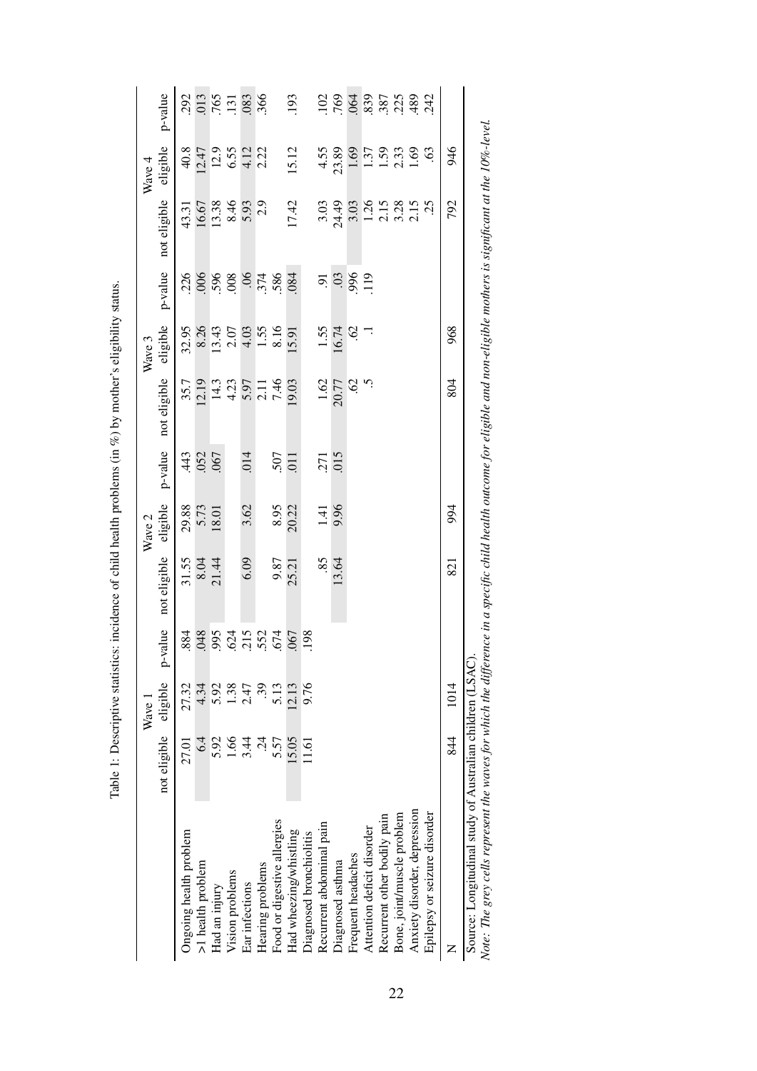Table 1: Descriptive statistics: incidence of child health problems (in %) by mother's eligibility status.

| | Wave 1 | | | Wave 2 | | | Wave 3 | | | Wave 4 | | |
|---|---|---|---|---|---|---|---|---|---|---|---|---|
| | not eligible | eligible | p-value | not eligible | eligible | p-value | not eligible | eligible | p-value | not eligible | eligible | p-value |
| Ongoing health problem | 27.01 | 27.32 | .884 | 31.55 | 29.88 | .443 | 35.7 | 32.95 | .226 | 43.31 | 40.8 | .292 |
| >1 health problem | 6.4 | 4.34 | .048 | 8.04 | 5.73 | .052 | 12.19 | 8.26 | .006 | 16.67 | 12.47 | .013 |
| Had an injury | 5.92 | 5.92 | .995 | 21.44 | 18.01 | .067 | 14.3 | 13.43 | .596 | 13.38 | 12.9 | .765 |
| Vision problems | 1.66 | 1.38 | .624 | | | | 4.23 | 2.07 | .008 | 8.46 | 6.55 | .131 |
| Ear infections | 3.44 | 2.47 | .215 | 6.09 | 3.62 | .014 | 5.97 | 4.03 | .06 | 5.93 | 4.12 | .083 |
| Hearing problems | .24 | .39 | .552 | | | | 2.11 | 1.55 | .374 | 2.9 | 2.22 | .366 |
| Food or digestive allergies | 5.57 | 5.13 | .674 | 9.87 | 8.95 | .507 | 7.46 | 8.16 | .586 | | | |
| Had wheezing/whistling | 15.05 | 12.13 | .067 | 25.21 | 20.22 | .011 | 19.03 | 15.91 | .084 | 17.42 | 15.12 | .193 |
| Diagnosed bronchiolitis | 11.61 | 9.76 | .198 | | | | | | | | | |
| Recurrent abdominal pain | | | | .85 | 1.41 | .271 | 1.62 | 1.55 | .91 | 3.03 | 4.55 | .102 |
| Diagnosed asthma | | | | 13.64 | 9.96 | .015 | 20.77 | 16.74 | .03 | 24.49 | 23.89 | .769 |
| Frequent headaches | | | | | | | .62 | .62 | .996 | 3.03 | 1.69 | .064 |
| Attention deficit disorder | | | | | | | .5 | .1 | .119 | 1.26 | 1.37 | .839 |
| Recurrent other bodily pain | | | | | | | | | | 2.15 | 1.59 | .387 |
| Bone, joint/muscle problem | | | | | | | | | | 3.28 | 2.33 | .225 |
| Anxiety disorder, depression | | | | | | | | | | 2.15 | 1.69 | .489 |
| Epilepsy or seizure disorder | | | | | | | | | | .25 | .63 | .242 |
| N | 844 | 1014 | | 821 | 994 | | 804 | 968 | | 792 | 946 | |

Source: Longitudinal study of Australian children (LSAC).
*Note: The grey cells represent the waves for which the difference in a specific child health outcome for eligible and non-eligible mothers is significant at the 10%-level.*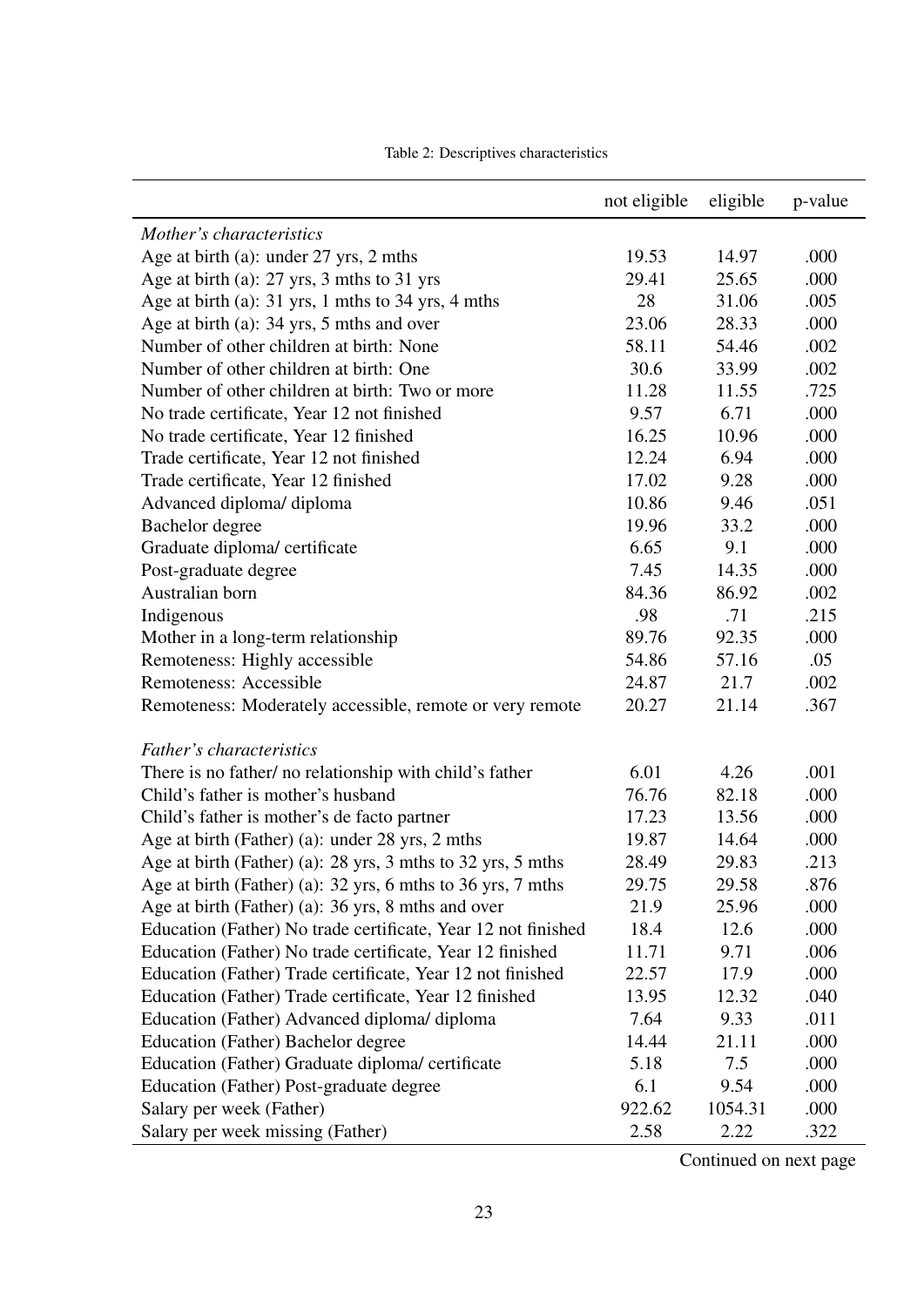Table 2: Descriptives characteristics

| | not eligible | eligible | p-value |
|---|---|---|---|
| *Mother's characteristics* | | | |
| Age at birth (a): under 27 yrs, 2 mths | 19.53 | 14.97 | .000 |
| Age at birth (a): 27 yrs, 3 mths to 31 yrs | 29.41 | 25.65 | .000 |
| Age at birth (a): 31 yrs, 1 mths to 34 yrs, 4 mths | 28 | 31.06 | .005 |
| Age at birth (a): 34 yrs, 5 mths and over | 23.06 | 28.33 | .000 |
| Number of other children at birth: None | 58.11 | 54.46 | .002 |
| Number of other children at birth: One | 30.6 | 33.99 | .002 |
| Number of other children at birth: Two or more | 11.28 | 11.55 | .725 |
| No trade certificate, Year 12 not finished | 9.57 | 6.71 | .000 |
| No trade certificate, Year 12 finished | 16.25 | 10.96 | .000 |
| Trade certificate, Year 12 not finished | 12.24 | 6.94 | .000 |
| Trade certificate, Year 12 finished | 17.02 | 9.28 | .000 |
| Advanced diploma/ diploma | 10.86 | 9.46 | .051 |
| Bachelor degree | 19.96 | 33.2 | .000 |
| Graduate diploma/ certificate | 6.65 | 9.1 | .000 |
| Post-graduate degree | 7.45 | 14.35 | .000 |
| Australian born | 84.36 | 86.92 | .002 |
| Indigenous | .98 | .71 | .215 |
| Mother in a long-term relationship | 89.76 | 92.35 | .000 |
| Remoteness: Highly accessible | 54.86 | 57.16 | .05 |
| Remoteness: Accessible | 24.87 | 21.7 | .002 |
| Remoteness: Moderately accessible, remote or very remote | 20.27 | 21.14 | .367 |
| *Father's characteristics* | | | |
| There is no father/ no relationship with child's father | 6.01 | 4.26 | .001 |
| Child's father is mother's husband | 76.76 | 82.18 | .000 |
| Child's father is mother's de facto partner | 17.23 | 13.56 | .000 |
| Age at birth (Father) (a): under 28 yrs, 2 mths | 19.87 | 14.64 | .000 |
| Age at birth (Father) (a): 28 yrs, 3 mths to 32 yrs, 5 mths | 28.49 | 29.83 | .213 |
| Age at birth (Father) (a): 32 yrs, 6 mths to 36 yrs, 7 mths | 29.75 | 29.58 | .876 |
| Age at birth (Father) (a): 36 yrs, 8 mths and over | 21.9 | 25.96 | .000 |
| Education (Father) No trade certificate, Year 12 not finished | 18.4 | 12.6 | .000 |
| Education (Father) No trade certificate, Year 12 finished | 11.71 | 9.71 | .006 |
| Education (Father) Trade certificate, Year 12 not finished | 22.57 | 17.9 | .000 |
| Education (Father) Trade certificate, Year 12 finished | 13.95 | 12.32 | .040 |
| Education (Father) Advanced diploma/ diploma | 7.64 | 9.33 | .011 |
| Education (Father) Bachelor degree | 14.44 | 21.11 | .000 |
| Education (Father) Graduate diploma/ certificate | 5.18 | 7.5 | .000 |
| Education (Father) Post-graduate degree | 6.1 | 9.54 | .000 |
| Salary per week (Father) | 922.62 | 1054.31 | .000 |
| Salary per week missing (Father) | 2.58 | 2.22 | .322 |

Continued on next page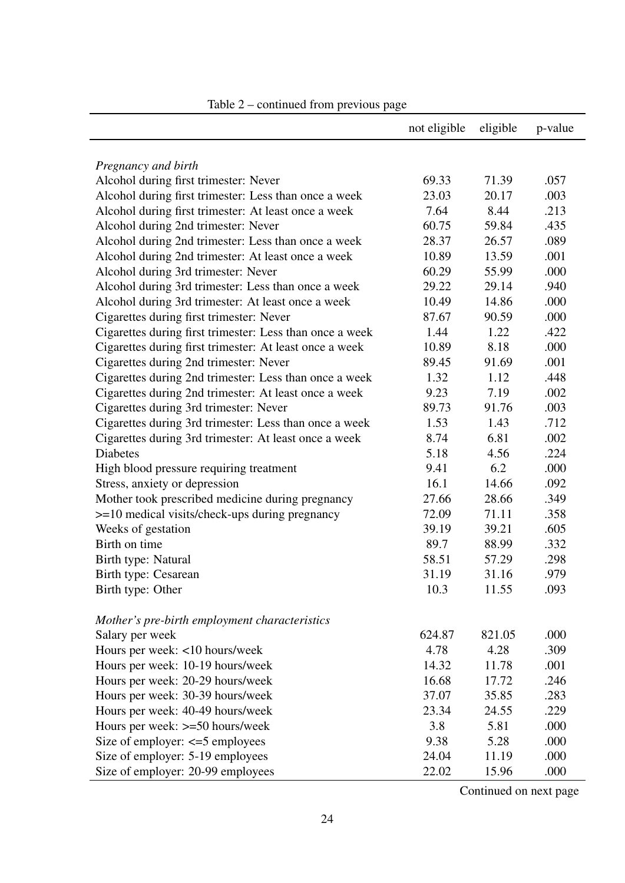Table 2 – continued from previous page

| | not eligible | eligible | p-value |
|---|---|---|---|
| *Pregnancy and birth* | | | |
| Alcohol during first trimester: Never | 69.33 | 71.39 | .057 |
| Alcohol during first trimester: Less than once a week | 23.03 | 20.17 | .003 |
| Alcohol during first trimester: At least once a week | 7.64 | 8.44 | .213 |
| Alcohol during 2nd trimester: Never | 60.75 | 59.84 | .435 |
| Alcohol during 2nd trimester: Less than once a week | 28.37 | 26.57 | .089 |
| Alcohol during 2nd trimester: At least once a week | 10.89 | 13.59 | .001 |
| Alcohol during 3rd trimester: Never | 60.29 | 55.99 | .000 |
| Alcohol during 3rd trimester: Less than once a week | 29.22 | 29.14 | .940 |
| Alcohol during 3rd trimester: At least once a week | 10.49 | 14.86 | .000 |
| Cigarettes during first trimester: Never | 87.67 | 90.59 | .000 |
| Cigarettes during first trimester: Less than once a week | 1.44 | 1.22 | .422 |
| Cigarettes during first trimester: At least once a week | 10.89 | 8.18 | .000 |
| Cigarettes during 2nd trimester: Never | 89.45 | 91.69 | .001 |
| Cigarettes during 2nd trimester: Less than once a week | 1.32 | 1.12 | .448 |
| Cigarettes during 2nd trimester: At least once a week | 9.23 | 7.19 | .002 |
| Cigarettes during 3rd trimester: Never | 89.73 | 91.76 | .003 |
| Cigarettes during 3rd trimester: Less than once a week | 1.53 | 1.43 | .712 |
| Cigarettes during 3rd trimester: At least once a week | 8.74 | 6.81 | .002 |
| Diabetes | 5.18 | 4.56 | .224 |
| High blood pressure requiring treatment | 9.41 | 6.2 | .000 |
| Stress, anxiety or depression | 16.1 | 14.66 | .092 |
| Mother took prescribed medicine during pregnancy | 27.66 | 28.66 | .349 |
| >=10 medical visits/check-ups during pregnancy | 72.09 | 71.11 | .358 |
| Weeks of gestation | 39.19 | 39.21 | .605 |
| Birth on time | 89.7 | 88.99 | .332 |
| Birth type: Natural | 58.51 | 57.29 | .298 |
| Birth type: Cesarean | 31.19 | 31.16 | .979 |
| Birth type: Other | 10.3 | 11.55 | .093 |
| *Mother's pre-birth employment characteristics* | | | |
| Salary per week | 624.87 | 821.05 | .000 |
| Hours per week: <10 hours/week | 4.78 | 4.28 | .309 |
| Hours per week: 10-19 hours/week | 14.32 | 11.78 | .001 |
| Hours per week: 20-29 hours/week | 16.68 | 17.72 | .246 |
| Hours per week: 30-39 hours/week | 37.07 | 35.85 | .283 |
| Hours per week: 40-49 hours/week | 23.34 | 24.55 | .229 |
| Hours per week: >=50 hours/week | 3.8 | 5.81 | .000 |
| Size of employer: <=5 employees | 9.38 | 5.28 | .000 |
| Size of employer: 5-19 employees | 24.04 | 11.19 | .000 |
| Size of employer: 20-99 employees | 22.02 | 15.96 | .000 |

Continued on next page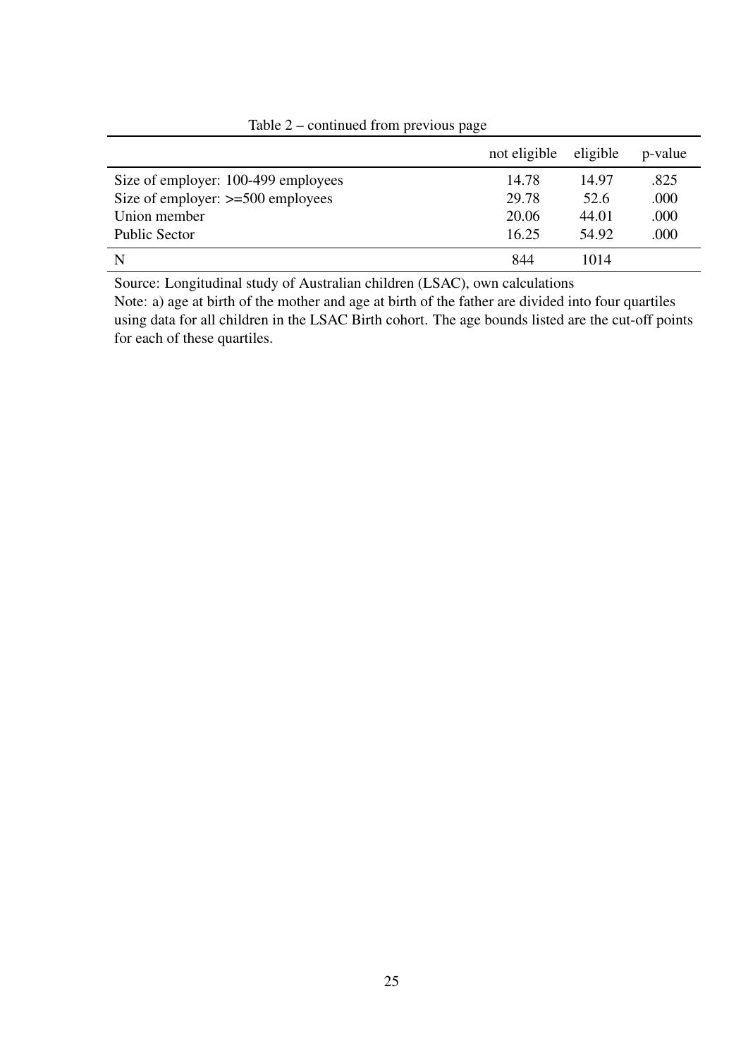Table 2 – continued from previous page

| | not eligible | eligible | p-value |
|---|---|---|---|
| Size of employer: 100-499 employees | 14.78 | 14.97 | .825 |
| Size of employer: >=500 employees | 29.78 | 52.6 | .000 |
| Union member | 20.06 | 44.01 | .000 |
| Public Sector | 16.25 | 54.92 | .000 |
| N | 844 | 1014 | |

Source: Longitudinal study of Australian children (LSAC), own calculations

Note: a) age at birth of the mother and age at birth of the father are divided into four quartiles using data for all children in the LSAC Birth cohort. The age bounds listed are the cut-off points for each of these quartiles.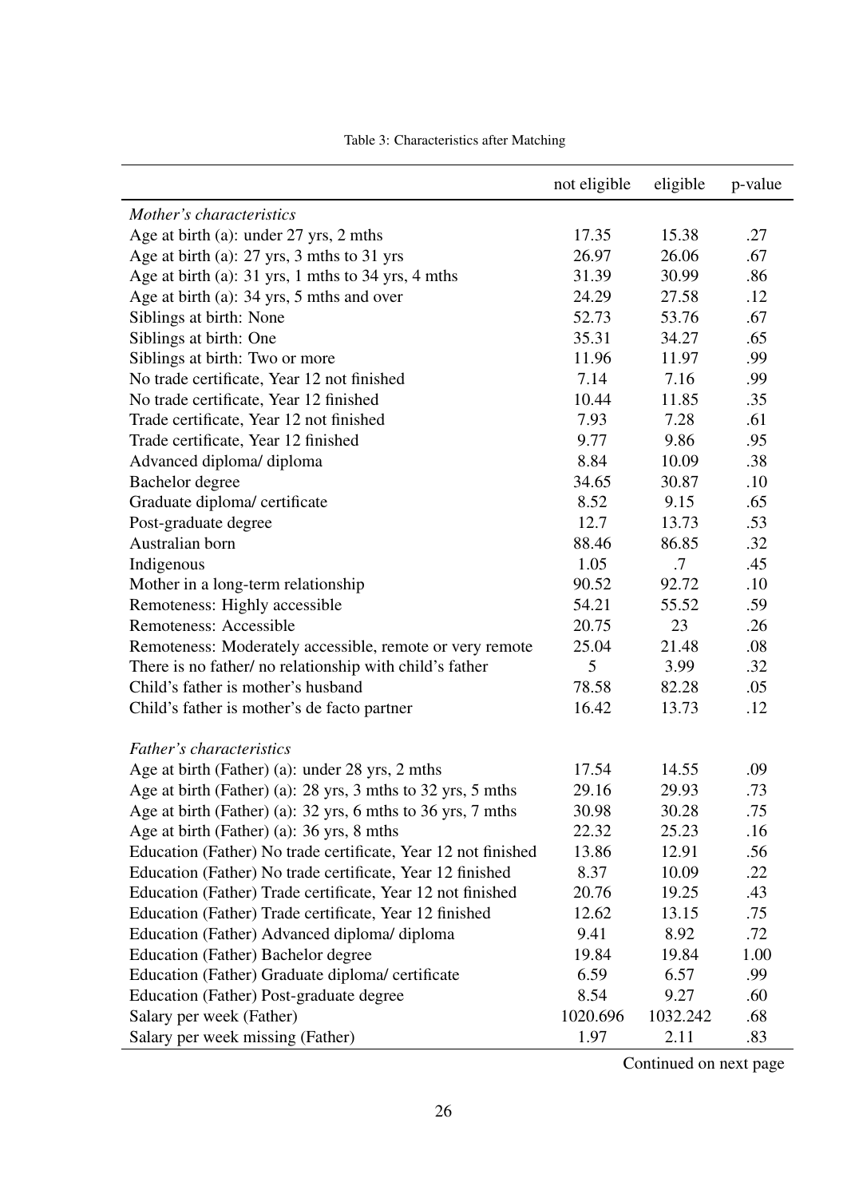Table 3: Characteristics after Matching

| | not eligible | eligible | p-value |
|---|---|---|---|
| *Mother's characteristics* | | | |
| Age at birth (a): under 27 yrs, 2 mths | 17.35 | 15.38 | .27 |
| Age at birth (a): 27 yrs, 3 mths to 31 yrs | 26.97 | 26.06 | .67 |
| Age at birth (a): 31 yrs, 1 mths to 34 yrs, 4 mths | 31.39 | 30.99 | .86 |
| Age at birth (a): 34 yrs, 5 mths and over | 24.29 | 27.58 | .12 |
| Siblings at birth: None | 52.73 | 53.76 | .67 |
| Siblings at birth: One | 35.31 | 34.27 | .65 |
| Siblings at birth: Two or more | 11.96 | 11.97 | .99 |
| No trade certificate, Year 12 not finished | 7.14 | 7.16 | .99 |
| No trade certificate, Year 12 finished | 10.44 | 11.85 | .35 |
| Trade certificate, Year 12 not finished | 7.93 | 7.28 | .61 |
| Trade certificate, Year 12 finished | 9.77 | 9.86 | .95 |
| Advanced diploma/ diploma | 8.84 | 10.09 | .38 |
| Bachelor degree | 34.65 | 30.87 | .10 |
| Graduate diploma/ certificate | 8.52 | 9.15 | .65 |
| Post-graduate degree | 12.7 | 13.73 | .53 |
| Australian born | 88.46 | 86.85 | .32 |
| Indigenous | 1.05 | .7 | .45 |
| Mother in a long-term relationship | 90.52 | 92.72 | .10 |
| Remoteness: Highly accessible | 54.21 | 55.52 | .59 |
| Remoteness: Accessible | 20.75 | 23 | .26 |
| Remoteness: Moderately accessible, remote or very remote | 25.04 | 21.48 | .08 |
| There is no father/ no relationship with child's father | 5 | 3.99 | .32 |
| Child's father is mother's husband | 78.58 | 82.28 | .05 |
| Child's father is mother's de facto partner | 16.42 | 13.73 | .12 |
| *Father's characteristics* | | | |
| Age at birth (Father) (a): under 28 yrs, 2 mths | 17.54 | 14.55 | .09 |
| Age at birth (Father) (a): 28 yrs, 3 mths to 32 yrs, 5 mths | 29.16 | 29.93 | .73 |
| Age at birth (Father) (a): 32 yrs, 6 mths to 36 yrs, 7 mths | 30.98 | 30.28 | .75 |
| Age at birth (Father) (a): 36 yrs, 8 mths | 22.32 | 25.23 | .16 |
| Education (Father) No trade certificate, Year 12 not finished | 13.86 | 12.91 | .56 |
| Education (Father) No trade certificate, Year 12 finished | 8.37 | 10.09 | .22 |
| Education (Father) Trade certificate, Year 12 not finished | 20.76 | 19.25 | .43 |
| Education (Father) Trade certificate, Year 12 finished | 12.62 | 13.15 | .75 |
| Education (Father) Advanced diploma/ diploma | 9.41 | 8.92 | .72 |
| Education (Father) Bachelor degree | 19.84 | 19.84 | 1.00 |
| Education (Father) Graduate diploma/ certificate | 6.59 | 6.57 | .99 |
| Education (Father) Post-graduate degree | 8.54 | 9.27 | .60 |
| Salary per week (Father) | 1020.696 | 1032.242 | .68 |
| Salary per week missing (Father) | 1.97 | 2.11 | .83 |

Continued on next page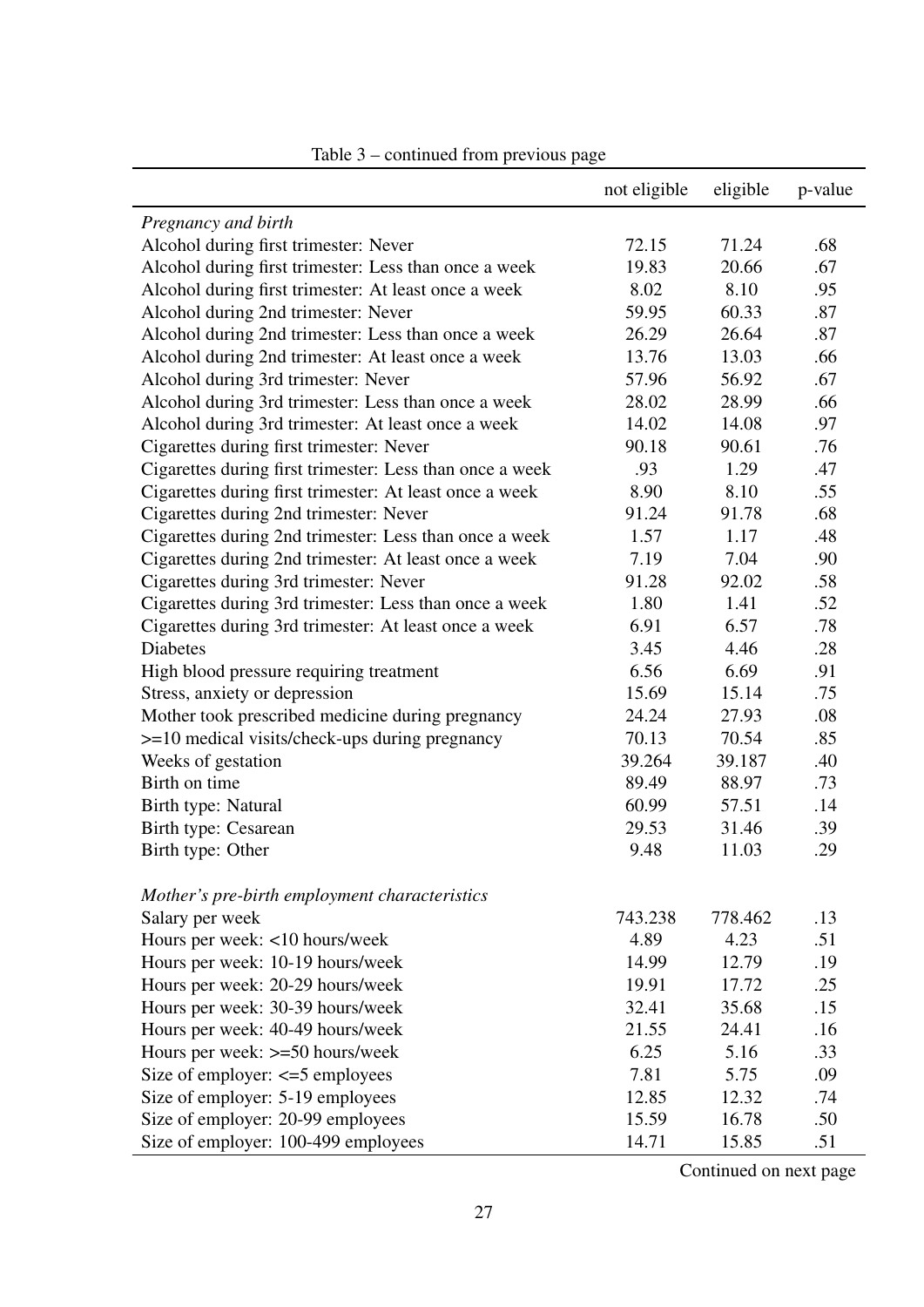Table 3 – continued from previous page

| | not eligible | eligible | p-value |
|---|---|---|---|
| *Pregnancy and birth* | | | |
| Alcohol during first trimester: Never | 72.15 | 71.24 | .68 |
| Alcohol during first trimester: Less than once a week | 19.83 | 20.66 | .67 |
| Alcohol during first trimester: At least once a week | 8.02 | 8.10 | .95 |
| Alcohol during 2nd trimester: Never | 59.95 | 60.33 | .87 |
| Alcohol during 2nd trimester: Less than once a week | 26.29 | 26.64 | .87 |
| Alcohol during 2nd trimester: At least once a week | 13.76 | 13.03 | .66 |
| Alcohol during 3rd trimester: Never | 57.96 | 56.92 | .67 |
| Alcohol during 3rd trimester: Less than once a week | 28.02 | 28.99 | .66 |
| Alcohol during 3rd trimester: At least once a week | 14.02 | 14.08 | .97 |
| Cigarettes during first trimester: Never | 90.18 | 90.61 | .76 |
| Cigarettes during first trimester: Less than once a week | .93 | 1.29 | .47 |
| Cigarettes during first trimester: At least once a week | 8.90 | 8.10 | .55 |
| Cigarettes during 2nd trimester: Never | 91.24 | 91.78 | .68 |
| Cigarettes during 2nd trimester: Less than once a week | 1.57 | 1.17 | .48 |
| Cigarettes during 2nd trimester: At least once a week | 7.19 | 7.04 | .90 |
| Cigarettes during 3rd trimester: Never | 91.28 | 92.02 | .58 |
| Cigarettes during 3rd trimester: Less than once a week | 1.80 | 1.41 | .52 |
| Cigarettes during 3rd trimester: At least once a week | 6.91 | 6.57 | .78 |
| Diabetes | 3.45 | 4.46 | .28 |
| High blood pressure requiring treatment | 6.56 | 6.69 | .91 |
| Stress, anxiety or depression | 15.69 | 15.14 | .75 |
| Mother took prescribed medicine during pregnancy | 24.24 | 27.93 | .08 |
| >=10 medical visits/check-ups during pregnancy | 70.13 | 70.54 | .85 |
| Weeks of gestation | 39.264 | 39.187 | .40 |
| Birth on time | 89.49 | 88.97 | .73 |
| Birth type: Natural | 60.99 | 57.51 | .14 |
| Birth type: Cesarean | 29.53 | 31.46 | .39 |
| Birth type: Other | 9.48 | 11.03 | .29 |
| *Mother's pre-birth employment characteristics* | | | |
| Salary per week | 743.238 | 778.462 | .13 |
| Hours per week: <10 hours/week | 4.89 | 4.23 | .51 |
| Hours per week: 10-19 hours/week | 14.99 | 12.79 | .19 |
| Hours per week: 20-29 hours/week | 19.91 | 17.72 | .25 |
| Hours per week: 30-39 hours/week | 32.41 | 35.68 | .15 |
| Hours per week: 40-49 hours/week | 21.55 | 24.41 | .16 |
| Hours per week: >=50 hours/week | 6.25 | 5.16 | .33 |
| Size of employer: <=5 employees | 7.81 | 5.75 | .09 |
| Size of employer: 5-19 employees | 12.85 | 12.32 | .74 |
| Size of employer: 20-99 employees | 15.59 | 16.78 | .50 |
| Size of employer: 100-499 employees | 14.71 | 15.85 | .51 |

Continued on next page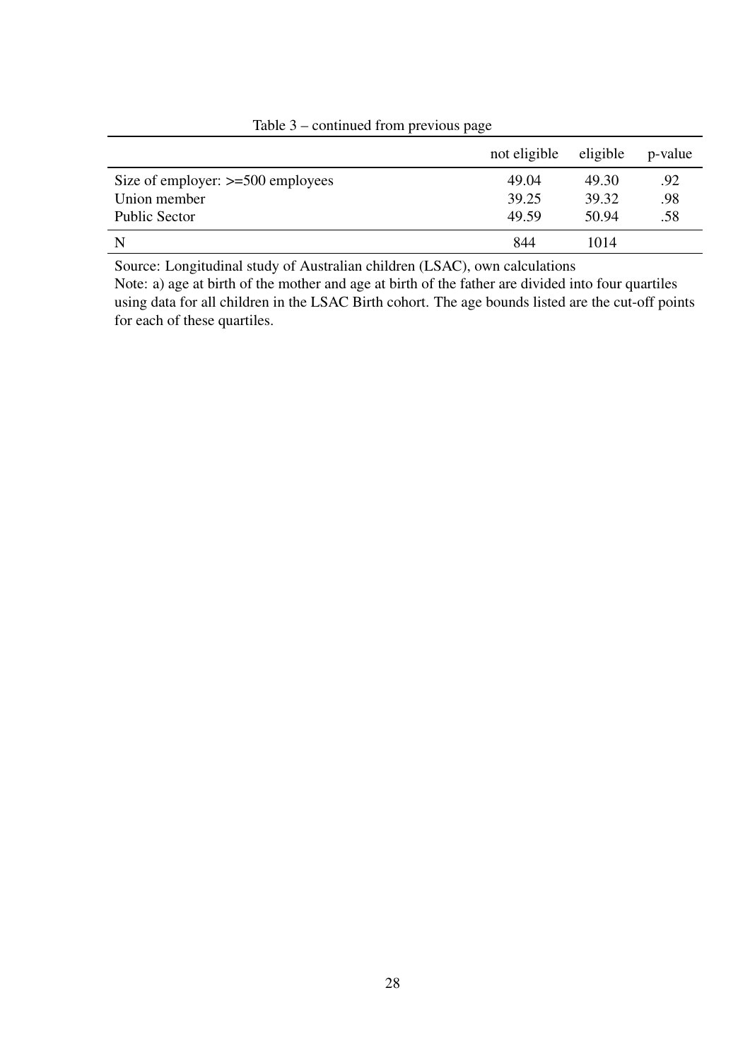Table 3 – continued from previous page

| | not eligible | eligible | p-value |
|---|---|---|---|
| Size of employer: >=500 employees | 49.04 | 49.30 | .92 |
| Union member | 39.25 | 39.32 | .98 |
| Public Sector | 49.59 | 50.94 | .58 |
| N | 844 | 1014 | |

Source: Longitudinal study of Australian children (LSAC), own calculations

Note: a) age at birth of the mother and age at birth of the father are divided into four quartiles using data for all children in the LSAC Birth cohort. The age bounds listed are the cut-off points for each of these quartiles.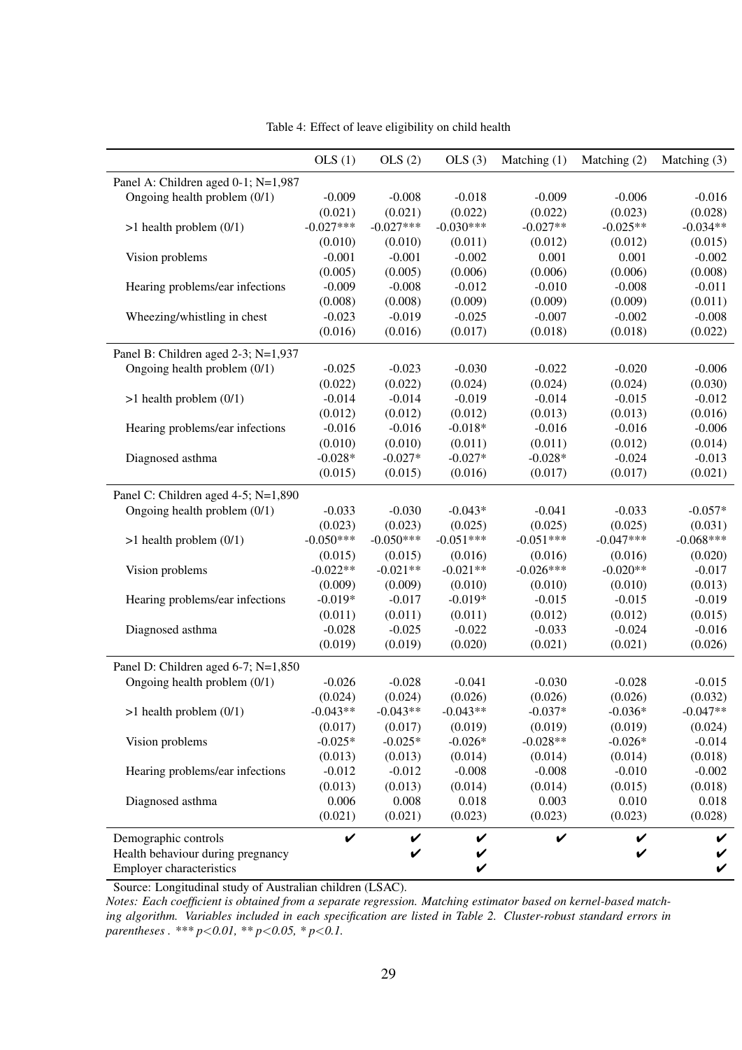Table 4: Effect of leave eligibility on child health

| | OLS (1) | OLS (2) | OLS (3) | Matching (1) | Matching (2) | Matching (3) |
|---|---|---|---|---|---|---|
| Panel A: Children aged 0-1; N=1,987 | | | | | | |
| Ongoing health problem (0/1) | -0.009 | -0.008 | -0.018 | -0.009 | -0.006 | -0.016 |
| | (0.021) | (0.021) | (0.022) | (0.022) | (0.023) | (0.028) |
| >1 health problem (0/1) | -0.027*** | -0.027*** | -0.030*** | -0.027** | -0.025** | -0.034** |
| | (0.010) | (0.010) | (0.011) | (0.012) | (0.012) | (0.015) |
| Vision problems | -0.001 | -0.001 | -0.002 | 0.001 | 0.001 | -0.002 |
| | (0.005) | (0.005) | (0.006) | (0.006) | (0.006) | (0.008) |
| Hearing problems/ear infections | -0.009 | -0.008 | -0.012 | -0.010 | -0.008 | -0.011 |
| | (0.008) | (0.008) | (0.009) | (0.009) | (0.009) | (0.011) |
| Wheezing/whistling in chest | -0.023 | -0.019 | -0.025 | -0.007 | -0.002 | -0.008 |
| | (0.016) | (0.016) | (0.017) | (0.018) | (0.018) | (0.022) |
| Panel B: Children aged 2-3; N=1,937 | | | | | | |
| Ongoing health problem (0/1) | -0.025 | -0.023 | -0.030 | -0.022 | -0.020 | -0.006 |
| | (0.022) | (0.022) | (0.024) | (0.024) | (0.024) | (0.030) |
| >1 health problem (0/1) | -0.014 | -0.014 | -0.019 | -0.014 | -0.015 | -0.012 |
| | (0.012) | (0.012) | (0.012) | (0.013) | (0.013) | (0.016) |
| Hearing problems/ear infections | -0.016 | -0.016 | -0.018* | -0.016 | -0.016 | -0.006 |
| | (0.010) | (0.010) | (0.011) | (0.011) | (0.012) | (0.014) |
| Diagnosed asthma | -0.028* | -0.027* | -0.027* | -0.028* | -0.024 | -0.013 |
| | (0.015) | (0.015) | (0.016) | (0.017) | (0.017) | (0.021) |
| Panel C: Children aged 4-5; N=1,890 | | | | | | |
| Ongoing health problem (0/1) | -0.033 | -0.030 | -0.043* | -0.041 | -0.033 | -0.057* |
| | (0.023) | (0.023) | (0.025) | (0.025) | (0.025) | (0.031) |
| >1 health problem (0/1) | -0.050*** | -0.050*** | -0.051*** | -0.051*** | -0.047*** | -0.068*** |
| | (0.015) | (0.015) | (0.016) | (0.016) | (0.016) | (0.020) |
| Vision problems | -0.022** | -0.021** | -0.021** | -0.026*** | -0.020** | -0.017 |
| | (0.009) | (0.009) | (0.010) | (0.010) | (0.010) | (0.013) |
| Hearing problems/ear infections | -0.019* | -0.017 | -0.019* | -0.015 | -0.015 | -0.019 |
| | (0.011) | (0.011) | (0.011) | (0.012) | (0.012) | (0.015) |
| Diagnosed asthma | -0.028 | -0.025 | -0.022 | -0.033 | -0.024 | -0.016 |
| | (0.019) | (0.019) | (0.020) | (0.021) | (0.021) | (0.026) |
| Panel D: Children aged 6-7; N=1,850 | | | | | | |
| Ongoing health problem (0/1) | -0.026 | -0.028 | -0.041 | -0.030 | -0.028 | -0.015 |
| | (0.024) | (0.024) | (0.026) | (0.026) | (0.026) | (0.032) |
| >1 health problem (0/1) | -0.043** | -0.043** | -0.043** | -0.037* | -0.036* | -0.047** |
| | (0.017) | (0.017) | (0.019) | (0.019) | (0.019) | (0.024) |
| Vision problems | -0.025* | -0.025* | -0.026* | -0.028** | -0.026* | -0.014 |
| | (0.013) | (0.013) | (0.014) | (0.014) | (0.014) | (0.018) |
| Hearing problems/ear infections | -0.012 | -0.012 | -0.008 | -0.008 | -0.010 | -0.002 |
| | (0.013) | (0.013) | (0.014) | (0.014) | (0.015) | (0.018) |
| Diagnosed asthma | 0.006 | 0.008 | 0.018 | 0.003 | 0.010 | 0.018 |
| | (0.021) | (0.021) | (0.023) | (0.023) | (0.023) | (0.028) |
| Demographic controls | ✔ | ✔ | ✔ | ✔ | ✔ | ✔ |
| Health behaviour during pregnancy | | ✔ | ✔ | | ✔ | ✔ |
| Employer characteristics | | | ✔ | | | ✔ |

Source: Longitudinal study of Australian children (LSAC).

*Notes: Each coefficient is obtained from a separate regression. Matching estimator based on kernel-based matching algorithm. Variables included in each specification are listed in Table 2. Cluster-robust standard errors in parentheses . *** p<0.01, ** p<0.05, * p<0.1.*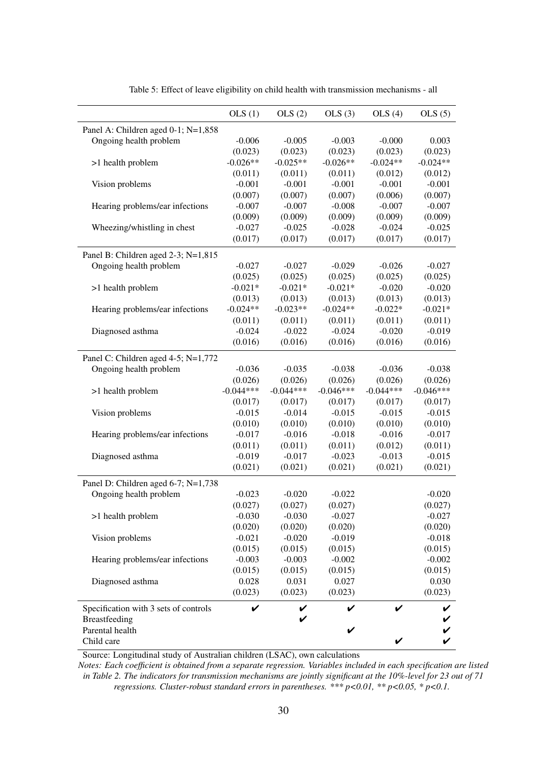Table 5: Effect of leave eligibility on child health with transmission mechanisms - all

| | OLS (1) | OLS (2) | OLS (3) | OLS (4) | OLS (5) |
|---|---|---|---|---|---|
| Panel A: Children aged 0-1; N=1,858 | | | | | |
| Ongoing health problem | -0.006 | -0.005 | -0.003 | -0.000 | 0.003 |
| | (0.023) | (0.023) | (0.023) | (0.023) | (0.023) |
| >1 health problem | -0.026** | -0.025** | -0.026** | -0.024** | -0.024** |
| | (0.011) | (0.011) | (0.011) | (0.012) | (0.012) |
| Vision problems | -0.001 | -0.001 | -0.001 | -0.001 | -0.001 |
| | (0.007) | (0.007) | (0.007) | (0.006) | (0.007) |
| Hearing problems/ear infections | -0.007 | -0.007 | -0.008 | -0.007 | -0.007 |
| | (0.009) | (0.009) | (0.009) | (0.009) | (0.009) |
| Wheezing/whistling in chest | -0.027 | -0.025 | -0.028 | -0.024 | -0.025 |
| | (0.017) | (0.017) | (0.017) | (0.017) | (0.017) |
| Panel B: Children aged 2-3; N=1,815 | | | | | |
| Ongoing health problem | -0.027 | -0.027 | -0.029 | -0.026 | -0.027 |
| | (0.025) | (0.025) | (0.025) | (0.025) | (0.025) |
| >1 health problem | -0.021* | -0.021* | -0.021* | -0.020 | -0.020 |
| | (0.013) | (0.013) | (0.013) | (0.013) | (0.013) |
| Hearing problems/ear infections | -0.024** | -0.023** | -0.024** | -0.022* | -0.021* |
| | (0.011) | (0.011) | (0.011) | (0.011) | (0.011) |
| Diagnosed asthma | -0.024 | -0.022 | -0.024 | -0.020 | -0.019 |
| | (0.016) | (0.016) | (0.016) | (0.016) | (0.016) |
| Panel C: Children aged 4-5; N=1,772 | | | | | |
| Ongoing health problem | -0.036 | -0.035 | -0.038 | -0.036 | -0.038 |
| | (0.026) | (0.026) | (0.026) | (0.026) | (0.026) |
| >1 health problem | -0.044*** | -0.044*** | -0.046*** | -0.044*** | -0.046*** |
| | (0.017) | (0.017) | (0.017) | (0.017) | (0.017) |
| Vision problems | -0.015 | -0.014 | -0.015 | -0.015 | -0.015 |
| | (0.010) | (0.010) | (0.010) | (0.010) | (0.010) |
| Hearing problems/ear infections | -0.017 | -0.016 | -0.018 | -0.016 | -0.017 |
| | (0.011) | (0.011) | (0.011) | (0.012) | (0.011) |
| Diagnosed asthma | -0.019 | -0.017 | -0.023 | -0.013 | -0.015 |
| | (0.021) | (0.021) | (0.021) | (0.021) | (0.021) |
| Panel D: Children aged 6-7; N=1,738 | | | | | |
| Ongoing health problem | -0.023 | -0.020 | -0.022 | | -0.020 |
| | (0.027) | (0.027) | (0.027) | | (0.027) |
| >1 health problem | -0.030 | -0.030 | -0.027 | | -0.027 |
| | (0.020) | (0.020) | (0.020) | | (0.020) |
| Vision problems | -0.021 | -0.020 | -0.019 | | -0.018 |
| | (0.015) | (0.015) | (0.015) | | (0.015) |
| Hearing problems/ear infections | -0.003 | -0.003 | -0.002 | | -0.002 |
| | (0.015) | (0.015) | (0.015) | | (0.015) |
| Diagnosed asthma | 0.028 | 0.031 | 0.027 | | 0.030 |
| | (0.023) | (0.023) | (0.023) | | (0.023) |
| Specification with 3 sets of controls | ✔ | ✔ | ✔ | ✔ | ✔ |
| Breastfeeding | | ✔ | | | ✔ |
| Parental health | | | ✔ | | ✔ |
| Child care | | | | ✔ | ✔ |

Source: Longitudinal study of Australian children (LSAC), own calculations

*Notes: Each coefficient is obtained from a separate regression. Variables included in each specification are listed in Table 2. The indicators for transmission mechanisms are jointly significant at the 10%-level for 23 out of 71 regressions. Cluster-robust standard errors in parentheses. *** p<0.01, ** p<0.05, * p<0.1.*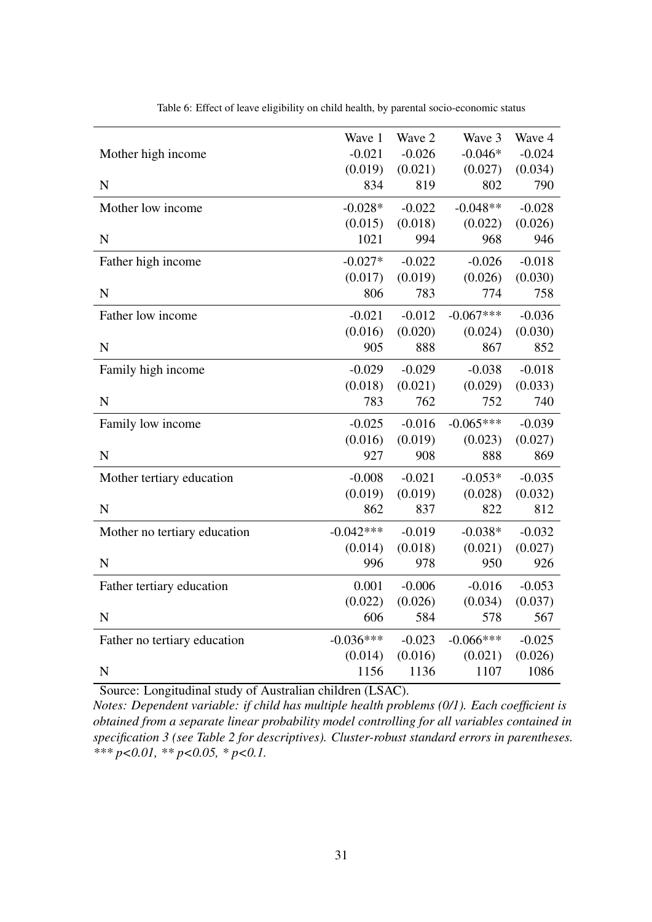Table 6: Effect of leave eligibility on child health, by parental socio-economic status

| | Wave 1 | Wave 2 | Wave 3 | Wave 4 |
|---|---|---|---|---|
| Mother high income | -0.021 | -0.026 | -0.046* | -0.024 |
| | (0.019) | (0.021) | (0.027) | (0.034) |
| N | 834 | 819 | 802 | 790 |
| Mother low income | -0.028* | -0.022 | -0.048** | -0.028 |
| | (0.015) | (0.018) | (0.022) | (0.026) |
| N | 1021 | 994 | 968 | 946 |
| Father high income | -0.027* | -0.022 | -0.026 | -0.018 |
| | (0.017) | (0.019) | (0.026) | (0.030) |
| N | 806 | 783 | 774 | 758 |
| Father low income | -0.021 | -0.012 | -0.067*** | -0.036 |
| | (0.016) | (0.020) | (0.024) | (0.030) |
| N | 905 | 888 | 867 | 852 |
| Family high income | -0.029 | -0.029 | -0.038 | -0.018 |
| | (0.018) | (0.021) | (0.029) | (0.033) |
| N | 783 | 762 | 752 | 740 |
| Family low income | -0.025 | -0.016 | -0.065*** | -0.039 |
| | (0.016) | (0.019) | (0.023) | (0.027) |
| N | 927 | 908 | 888 | 869 |
| Mother tertiary education | -0.008 | -0.021 | -0.053* | -0.035 |
| | (0.019) | (0.019) | (0.028) | (0.032) |
| N | 862 | 837 | 822 | 812 |
| Mother no tertiary education | -0.042*** | -0.019 | -0.038* | -0.032 |
| | (0.014) | (0.018) | (0.021) | (0.027) |
| N | 996 | 978 | 950 | 926 |
| Father tertiary education | 0.001 | -0.006 | -0.016 | -0.053 |
| | (0.022) | (0.026) | (0.034) | (0.037) |
| N | 606 | 584 | 578 | 567 |
| Father no tertiary education | -0.036*** | -0.023 | -0.066*** | -0.025 |
| | (0.014) | (0.016) | (0.021) | (0.026) |
| N | 1156 | 1136 | 1107 | 1086 |

Source: Longitudinal study of Australian children (LSAC).

*Notes: Dependent variable: if child has multiple health problems (0/1). Each coefficient is obtained from a separate linear probability model controlling for all variables contained in specification 3 (see Table 2 for descriptives). Cluster-robust standard errors in parentheses. *** p<0.01, ** p<0.05, * p<0.1.*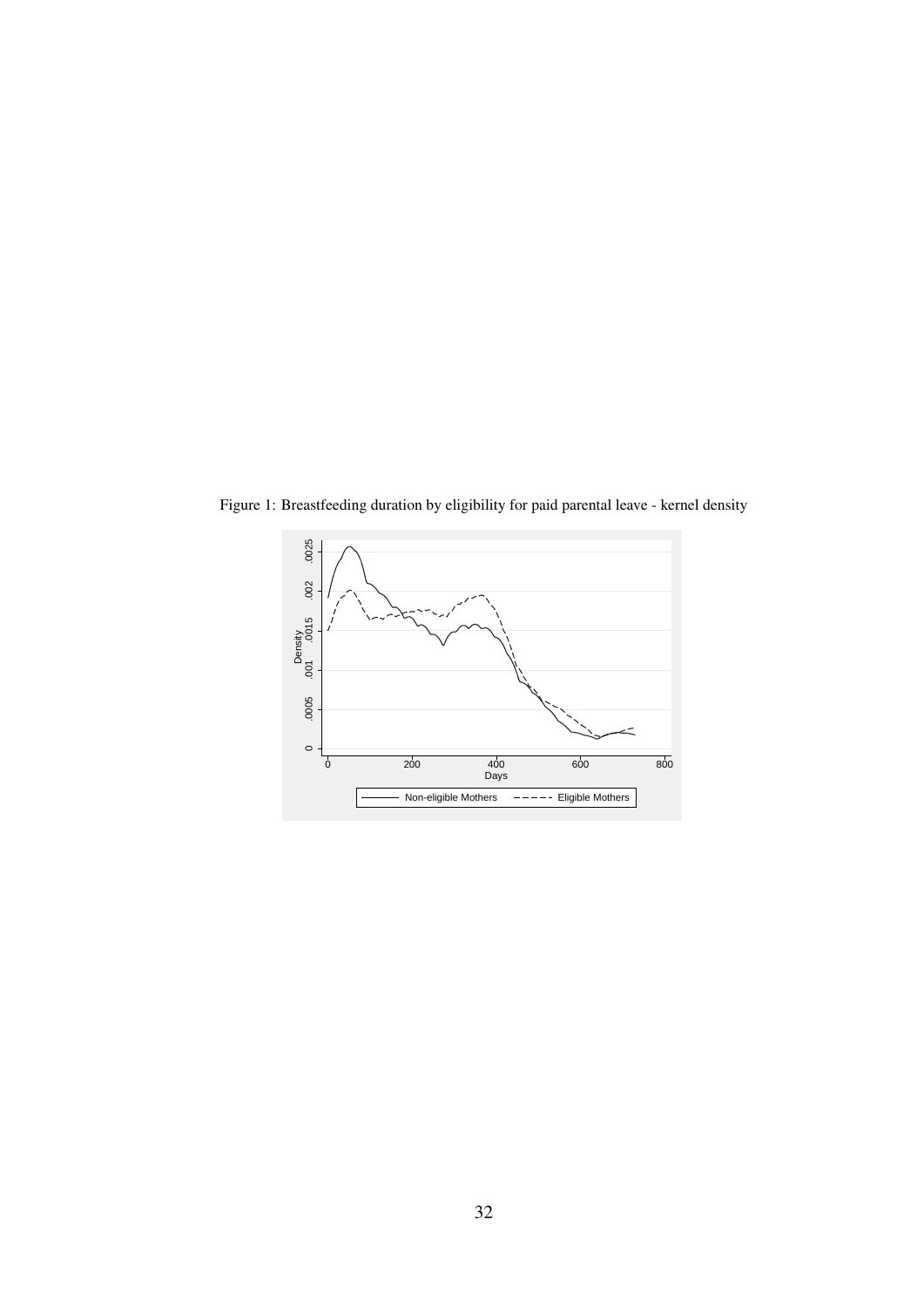Figure 1: Breastfeeding duration by eligibility for paid parental leave - kernel density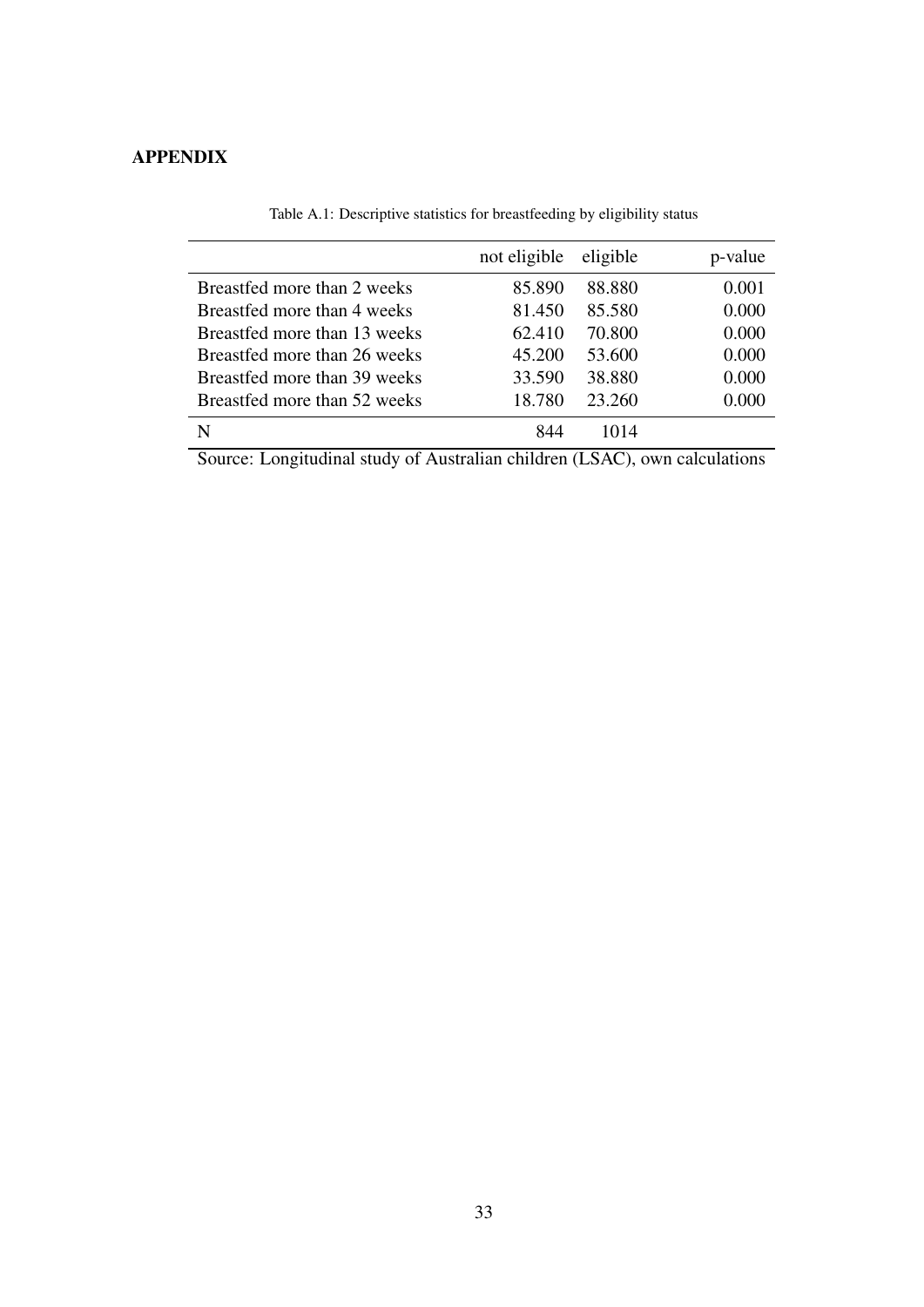## APPENDIX

Table A.1: Descriptive statistics for breastfeeding by eligibility status

| | not eligible | eligible | p-value |
|---|---|---|---|
| Breastfed more than 2 weeks | 85.890 | 88.880 | 0.001 |
| Breastfed more than 4 weeks | 81.450 | 85.580 | 0.000 |
| Breastfed more than 13 weeks | 62.410 | 70.800 | 0.000 |
| Breastfed more than 26 weeks | 45.200 | 53.600 | 0.000 |
| Breastfed more than 39 weeks | 33.590 | 38.880 | 0.000 |
| Breastfed more than 52 weeks | 18.780 | 23.260 | 0.000 |
| N | 844 | 1014 | |

Source: Longitudinal study of Australian children (LSAC), own calculations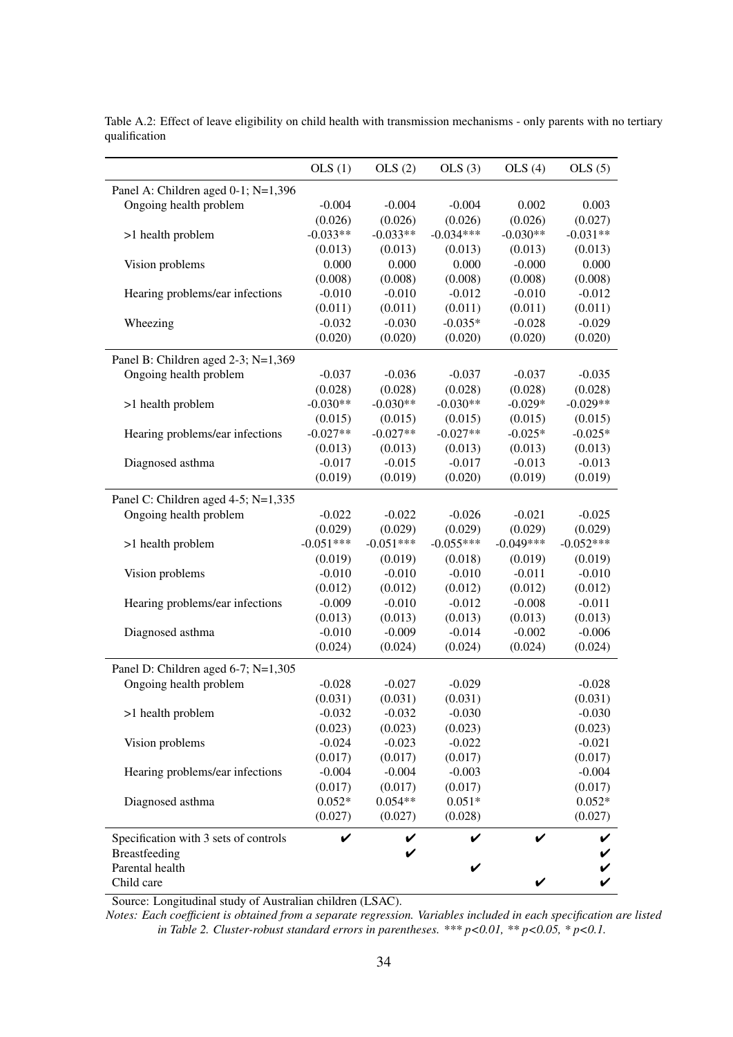Table A.2: Effect of leave eligibility on child health with transmission mechanisms - only parents with no tertiary qualification

| | OLS (1) | OLS (2) | OLS (3) | OLS (4) | OLS (5) |
|---|---|---|---|---|---|
| Panel A: Children aged 0-1; N=1,396 | | | | | |
| Ongoing health problem | -0.004 | -0.004 | -0.004 | 0.002 | 0.003 |
| | (0.026) | (0.026) | (0.026) | (0.026) | (0.027) |
| >1 health problem | -0.033** | -0.033** | -0.034*** | -0.030** | -0.031** |
| | (0.013) | (0.013) | (0.013) | (0.013) | (0.013) |
| Vision problems | 0.000 | 0.000 | 0.000 | -0.000 | 0.000 |
| | (0.008) | (0.008) | (0.008) | (0.008) | (0.008) |
| Hearing problems/ear infections | -0.010 | -0.010 | -0.012 | -0.010 | -0.012 |
| | (0.011) | (0.011) | (0.011) | (0.011) | (0.011) |
| Wheezing | -0.032 | -0.030 | -0.035* | -0.028 | -0.029 |
| | (0.020) | (0.020) | (0.020) | (0.020) | (0.020) |
| Panel B: Children aged 2-3; N=1,369 | | | | | |
| Ongoing health problem | -0.037 | -0.036 | -0.037 | -0.037 | -0.035 |
| | (0.028) | (0.028) | (0.028) | (0.028) | (0.028) |
| >1 health problem | -0.030** | -0.030** | -0.030** | -0.029* | -0.029** |
| | (0.015) | (0.015) | (0.015) | (0.015) | (0.015) |
| Hearing problems/ear infections | -0.027** | -0.027** | -0.027** | -0.025* | -0.025* |
| | (0.013) | (0.013) | (0.013) | (0.013) | (0.013) |
| Diagnosed asthma | -0.017 | -0.015 | -0.017 | -0.013 | -0.013 |
| | (0.019) | (0.019) | (0.020) | (0.019) | (0.019) |
| Panel C: Children aged 4-5; N=1,335 | | | | | |
| Ongoing health problem | -0.022 | -0.022 | -0.026 | -0.021 | -0.025 |
| | (0.029) | (0.029) | (0.029) | (0.029) | (0.029) |
| >1 health problem | -0.051*** | -0.051*** | -0.055*** | -0.049*** | -0.052*** |
| | (0.019) | (0.019) | (0.018) | (0.019) | (0.019) |
| Vision problems | -0.010 | -0.010 | -0.010 | -0.011 | -0.010 |
| | (0.012) | (0.012) | (0.012) | (0.012) | (0.012) |
| Hearing problems/ear infections | -0.009 | -0.010 | -0.012 | -0.008 | -0.011 |
| | (0.013) | (0.013) | (0.013) | (0.013) | (0.013) |
| Diagnosed asthma | -0.010 | -0.009 | -0.014 | -0.002 | -0.006 |
| | (0.024) | (0.024) | (0.024) | (0.024) | (0.024) |
| Panel D: Children aged 6-7; N=1,305 | | | | | |
| Ongoing health problem | -0.028 | -0.027 | -0.029 | | -0.028 |
| | (0.031) | (0.031) | (0.031) | | (0.031) |
| >1 health problem | -0.032 | -0.032 | -0.030 | | -0.030 |
| | (0.023) | (0.023) | (0.023) | | (0.023) |
| Vision problems | -0.024 | -0.023 | -0.022 | | -0.021 |
| | (0.017) | (0.017) | (0.017) | | (0.017) |
| Hearing problems/ear infections | -0.004 | -0.004 | -0.003 | | -0.004 |
| | (0.017) | (0.017) | (0.017) | | (0.017) |
| Diagnosed asthma | 0.052* | 0.054** | 0.051* | | 0.052* |
| | (0.027) | (0.027) | (0.028) | | (0.027) |
| Specification with 3 sets of controls | ✔ | ✔ | ✔ | ✔ | ✔ |
| Breastfeeding | | ✔ | | | ✔ |
| Parental health | | | ✔ | | ✔ |
| Child care | | | | ✔ | ✔ |

Source: Longitudinal study of Australian children (LSAC).

*Notes: Each coefficient is obtained from a separate regression. Variables included in each specification are listed in Table 2. Cluster-robust standard errors in parentheses. *** p<0.01, ** p<0.05, * p<0.1.*